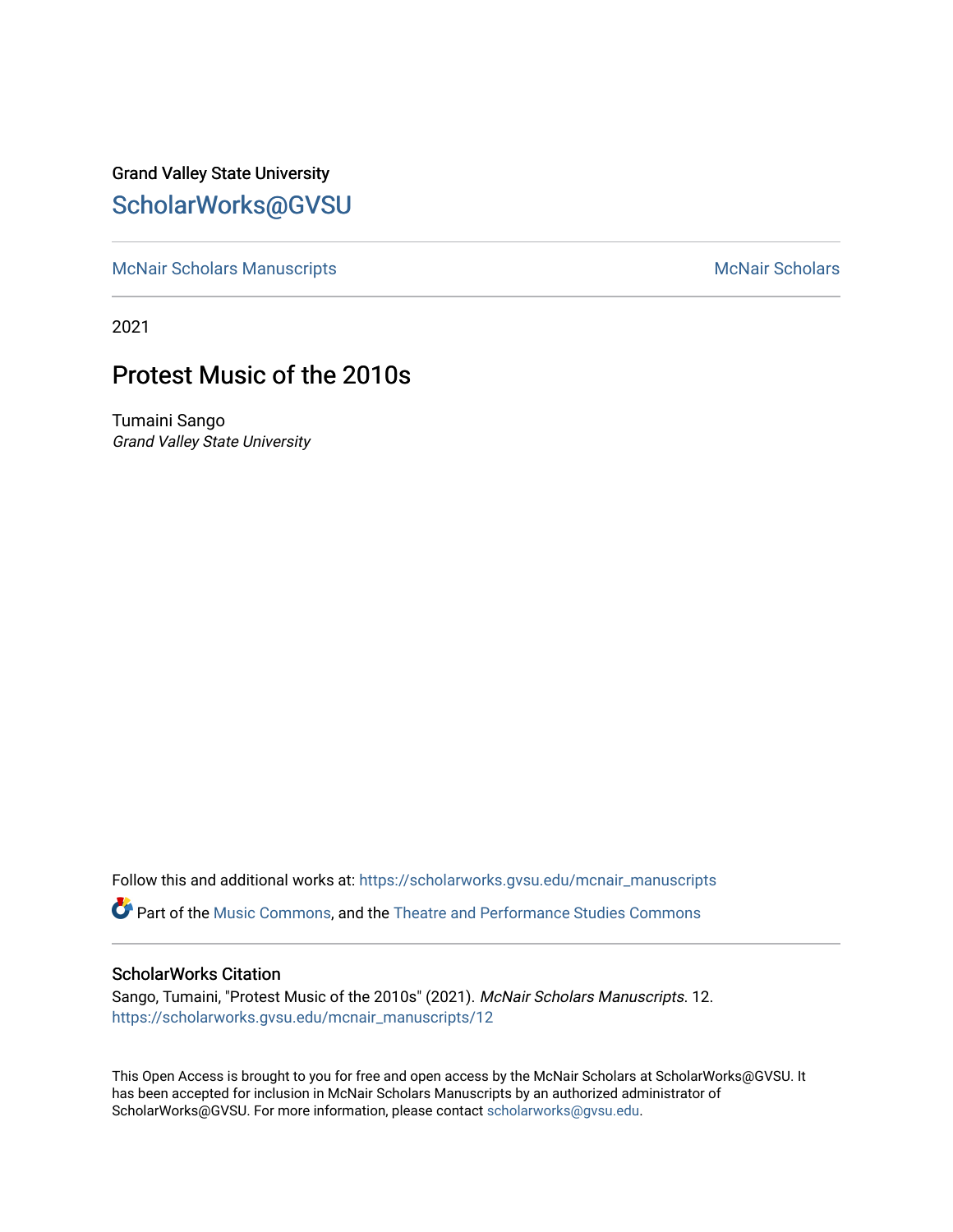Grand Valley State University

ScholarWorks@GVSU

McNair Scholars Manuscripts

McNair Scholars

2021

# Protest Music of the 2010s

Tumaini Sango
*Grand Valley State University*

Follow this and additional works at: https://scholarworks.gvsu.edu/mcnair_manuscripts

Part of the Music Commons, and the Theatre and Performance Studies Commons

## ScholarWorks Citation

Sango, Tumaini, "Protest Music of the 2010s" (2021). *McNair Scholars Manuscripts*. 12.
https://scholarworks.gvsu.edu/mcnair_manuscripts/12

This Open Access is brought to you for free and open access by the McNair Scholars at ScholarWorks@GVSU. It has been accepted for inclusion in McNair Scholars Manuscripts by an authorized administrator of ScholarWorks@GVSU. For more information, please contact scholarworks@gvsu.edu.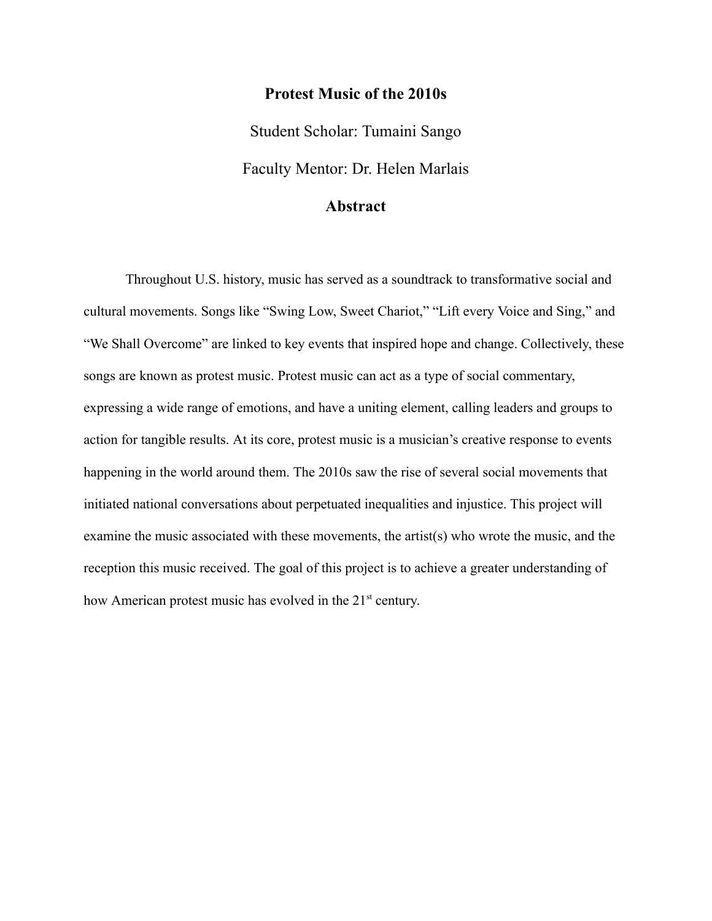# Protest Music of the 2010s

Student Scholar: Tumaini Sango

Faculty Mentor: Dr. Helen Marlais

## Abstract

Throughout U.S. history, music has served as a soundtrack to transformative social and cultural movements. Songs like "Swing Low, Sweet Chariot," "Lift every Voice and Sing," and "We Shall Overcome" are linked to key events that inspired hope and change. Collectively, these songs are known as protest music. Protest music can act as a type of social commentary, expressing a wide range of emotions, and have a uniting element, calling leaders and groups to action for tangible results. At its core, protest music is a musician's creative response to events happening in the world around them. The 2010s saw the rise of several social movements that initiated national conversations about perpetuated inequalities and injustice. This project will examine the music associated with these movements, the artist(s) who wrote the music, and the reception this music received. The goal of this project is to achieve a greater understanding of how American protest music has evolved in the 21st century.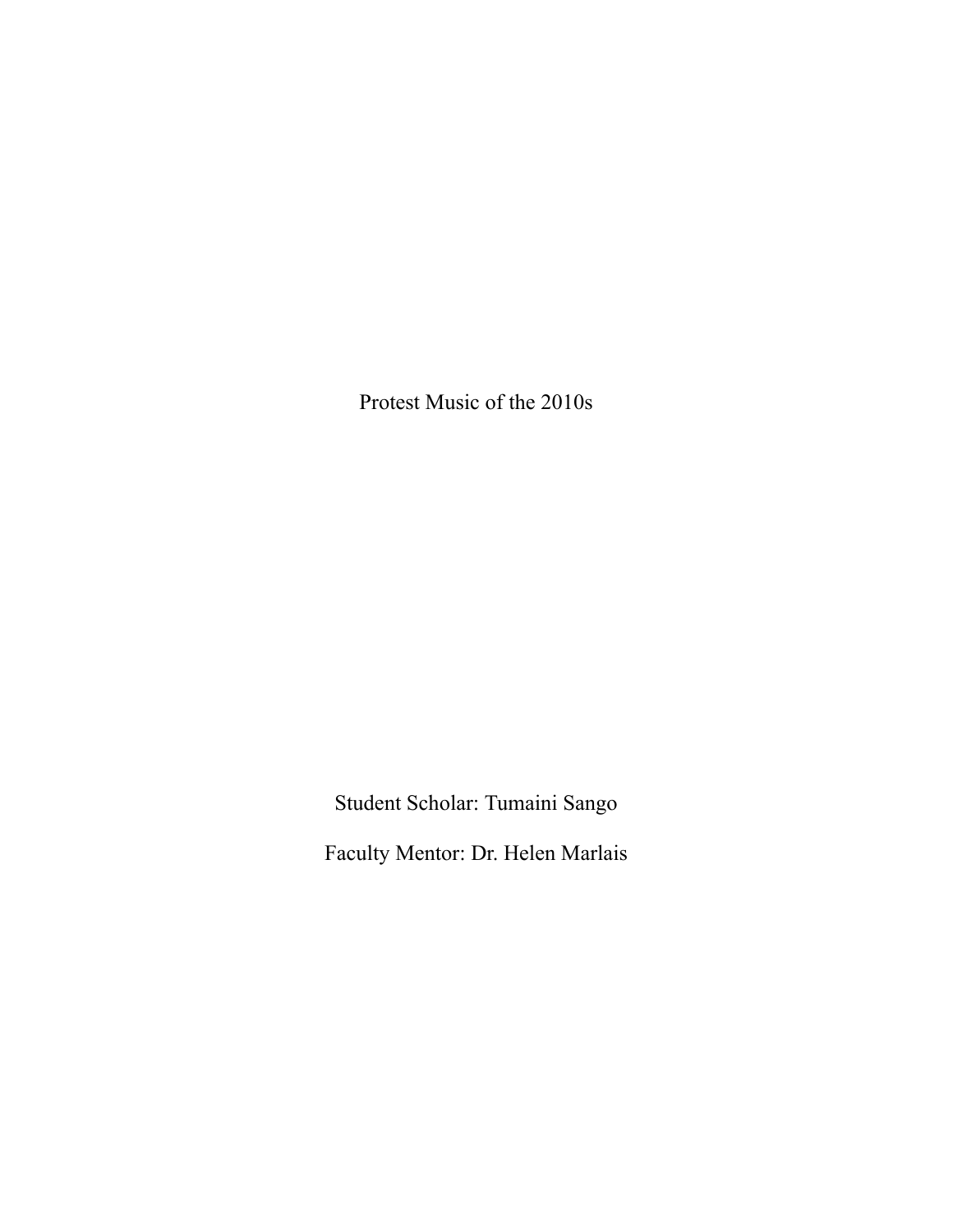# Protest Music of the 2010s

Student Scholar: Tumaini Sango

Faculty Mentor: Dr. Helen Marlais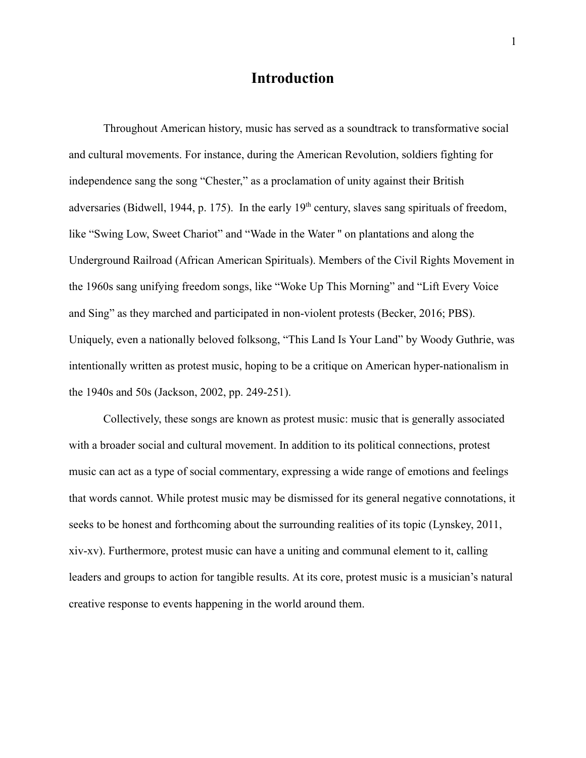# Introduction

Throughout American history, music has served as a soundtrack to transformative social and cultural movements. For instance, during the American Revolution, soldiers fighting for independence sang the song "Chester," as a proclamation of unity against their British adversaries (Bidwell, 1944, p. 175). In the early 19th century, slaves sang spirituals of freedom, like "Swing Low, Sweet Chariot" and "Wade in the Water " on plantations and along the Underground Railroad (African American Spirituals). Members of the Civil Rights Movement in the 1960s sang unifying freedom songs, like "Woke Up This Morning" and "Lift Every Voice and Sing" as they marched and participated in non-violent protests (Becker, 2016; PBS). Uniquely, even a nationally beloved folksong, "This Land Is Your Land" by Woody Guthrie, was intentionally written as protest music, hoping to be a critique on American hyper-nationalism in the 1940s and 50s (Jackson, 2002, pp. 249-251).

Collectively, these songs are known as protest music: music that is generally associated with a broader social and cultural movement. In addition to its political connections, protest music can act as a type of social commentary, expressing a wide range of emotions and feelings that words cannot. While protest music may be dismissed for its general negative connotations, it seeks to be honest and forthcoming about the surrounding realities of its topic (Lynskey, 2011, xiv-xv). Furthermore, protest music can have a uniting and communal element to it, calling leaders and groups to action for tangible results. At its core, protest music is a musician's natural creative response to events happening in the world around them.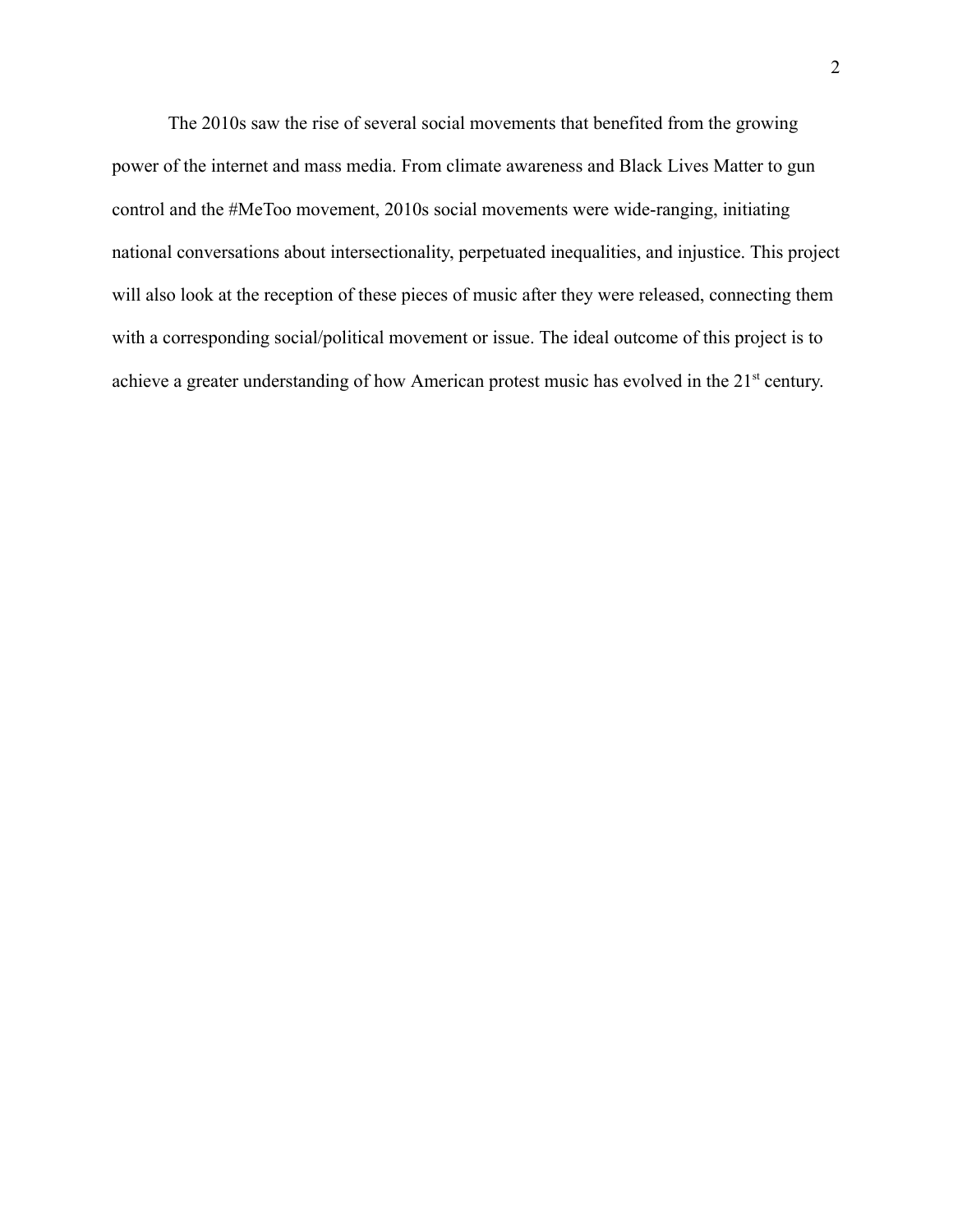The 2010s saw the rise of several social movements that benefited from the growing power of the internet and mass media. From climate awareness and Black Lives Matter to gun control and the #MeToo movement, 2010s social movements were wide-ranging, initiating national conversations about intersectionality, perpetuated inequalities, and injustice. This project will also look at the reception of these pieces of music after they were released, connecting them with a corresponding social/political movement or issue. The ideal outcome of this project is to achieve a greater understanding of how American protest music has evolved in the 21st century.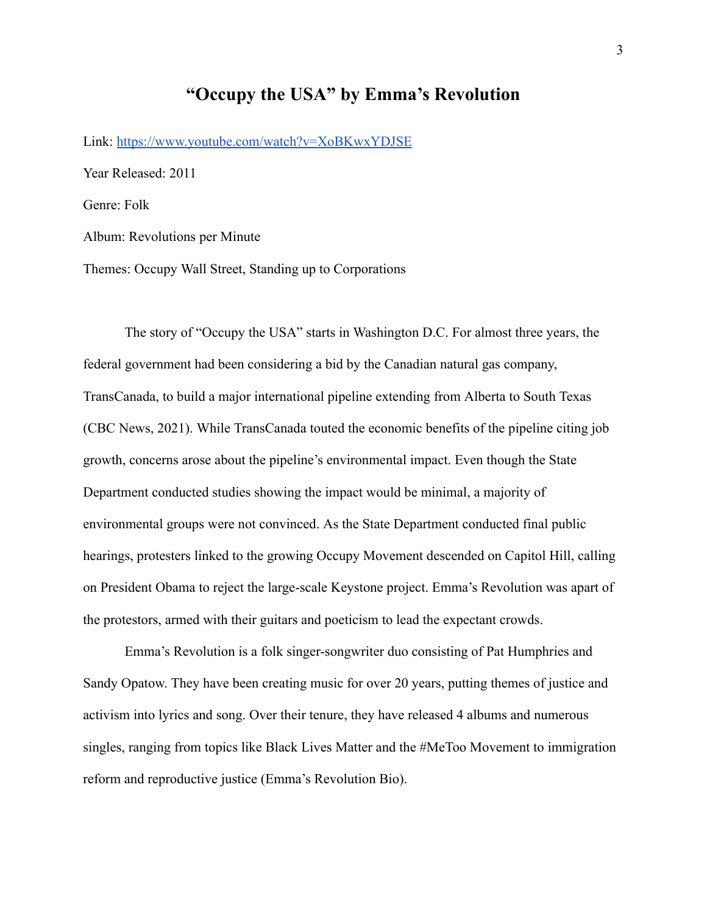# "Occupy the USA" by Emma's Revolution

Link: https://www.youtube.com/watch?v=XoBKwxYDJSE

Year Released: 2011

Genre: Folk

Album: Revolutions per Minute

Themes: Occupy Wall Street, Standing up to Corporations

The story of "Occupy the USA" starts in Washington D.C. For almost three years, the federal government had been considering a bid by the Canadian natural gas company, TransCanada, to build a major international pipeline extending from Alberta to South Texas (CBC News, 2021). While TransCanada touted the economic benefits of the pipeline citing job growth, concerns arose about the pipeline's environmental impact. Even though the State Department conducted studies showing the impact would be minimal, a majority of environmental groups were not convinced. As the State Department conducted final public hearings, protesters linked to the growing Occupy Movement descended on Capitol Hill, calling on President Obama to reject the large-scale Keystone project. Emma's Revolution was apart of the protestors, armed with their guitars and poeticism to lead the expectant crowds.

Emma's Revolution is a folk singer-songwriter duo consisting of Pat Humphries and Sandy Opatow. They have been creating music for over 20 years, putting themes of justice and activism into lyrics and song. Over their tenure, they have released 4 albums and numerous singles, ranging from topics like Black Lives Matter and the #MeToo Movement to immigration reform and reproductive justice (Emma's Revolution Bio).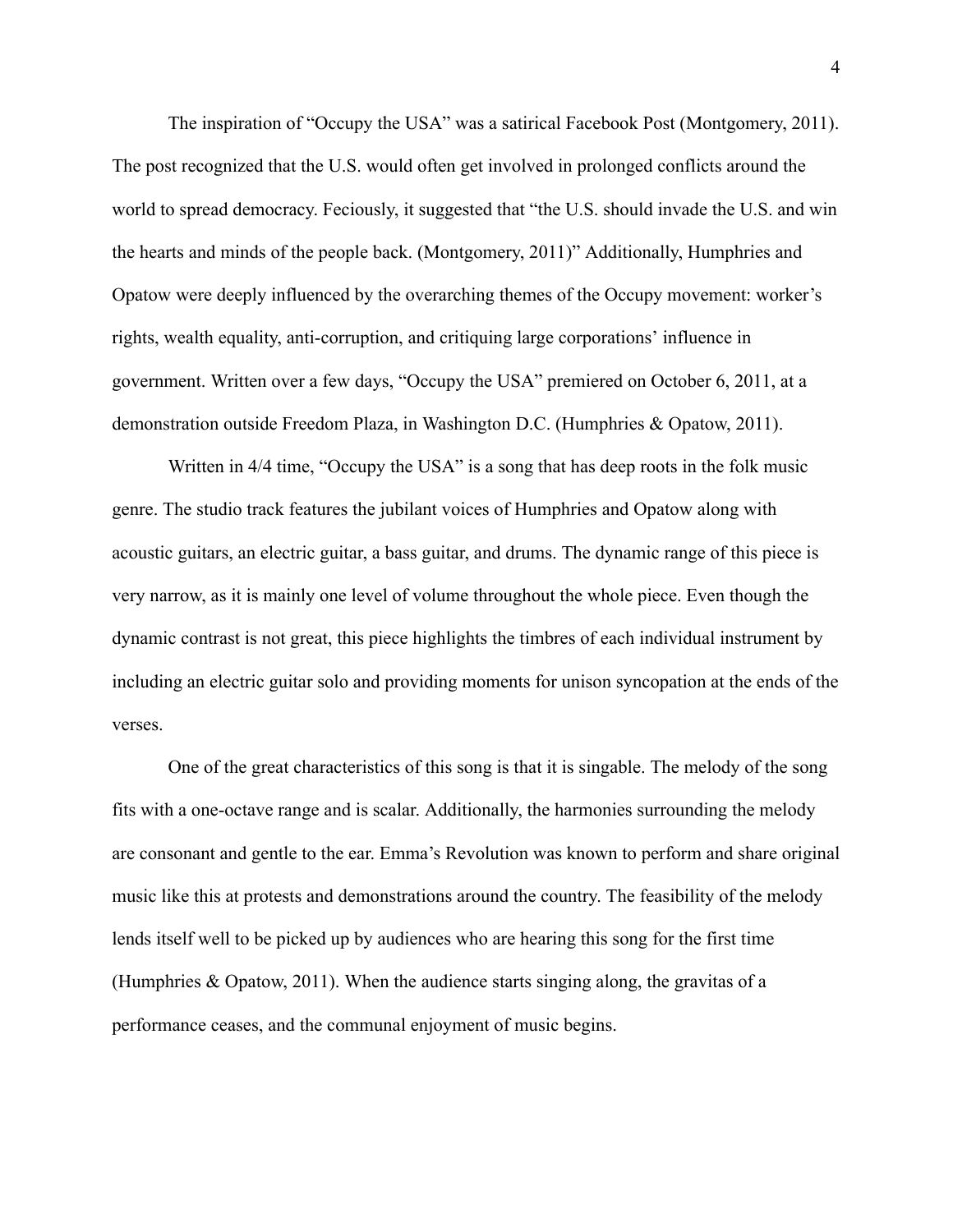The inspiration of "Occupy the USA" was a satirical Facebook Post (Montgomery, 2011). The post recognized that the U.S. would often get involved in prolonged conflicts around the world to spread democracy. Feciously, it suggested that "the U.S. should invade the U.S. and win the hearts and minds of the people back. (Montgomery, 2011)" Additionally, Humphries and Opatow were deeply influenced by the overarching themes of the Occupy movement: worker's rights, wealth equality, anti-corruption, and critiquing large corporations' influence in government. Written over a few days, "Occupy the USA" premiered on October 6, 2011, at a demonstration outside Freedom Plaza, in Washington D.C. (Humphries & Opatow, 2011).

Written in 4/4 time, "Occupy the USA" is a song that has deep roots in the folk music genre. The studio track features the jubilant voices of Humphries and Opatow along with acoustic guitars, an electric guitar, a bass guitar, and drums. The dynamic range of this piece is very narrow, as it is mainly one level of volume throughout the whole piece. Even though the dynamic contrast is not great, this piece highlights the timbres of each individual instrument by including an electric guitar solo and providing moments for unison syncopation at the ends of the verses.

One of the great characteristics of this song is that it is singable. The melody of the song fits with a one-octave range and is scalar. Additionally, the harmonies surrounding the melody are consonant and gentle to the ear. Emma's Revolution was known to perform and share original music like this at protests and demonstrations around the country. The feasibility of the melody lends itself well to be picked up by audiences who are hearing this song for the first time (Humphries & Opatow, 2011). When the audience starts singing along, the gravitas of a performance ceases, and the communal enjoyment of music begins.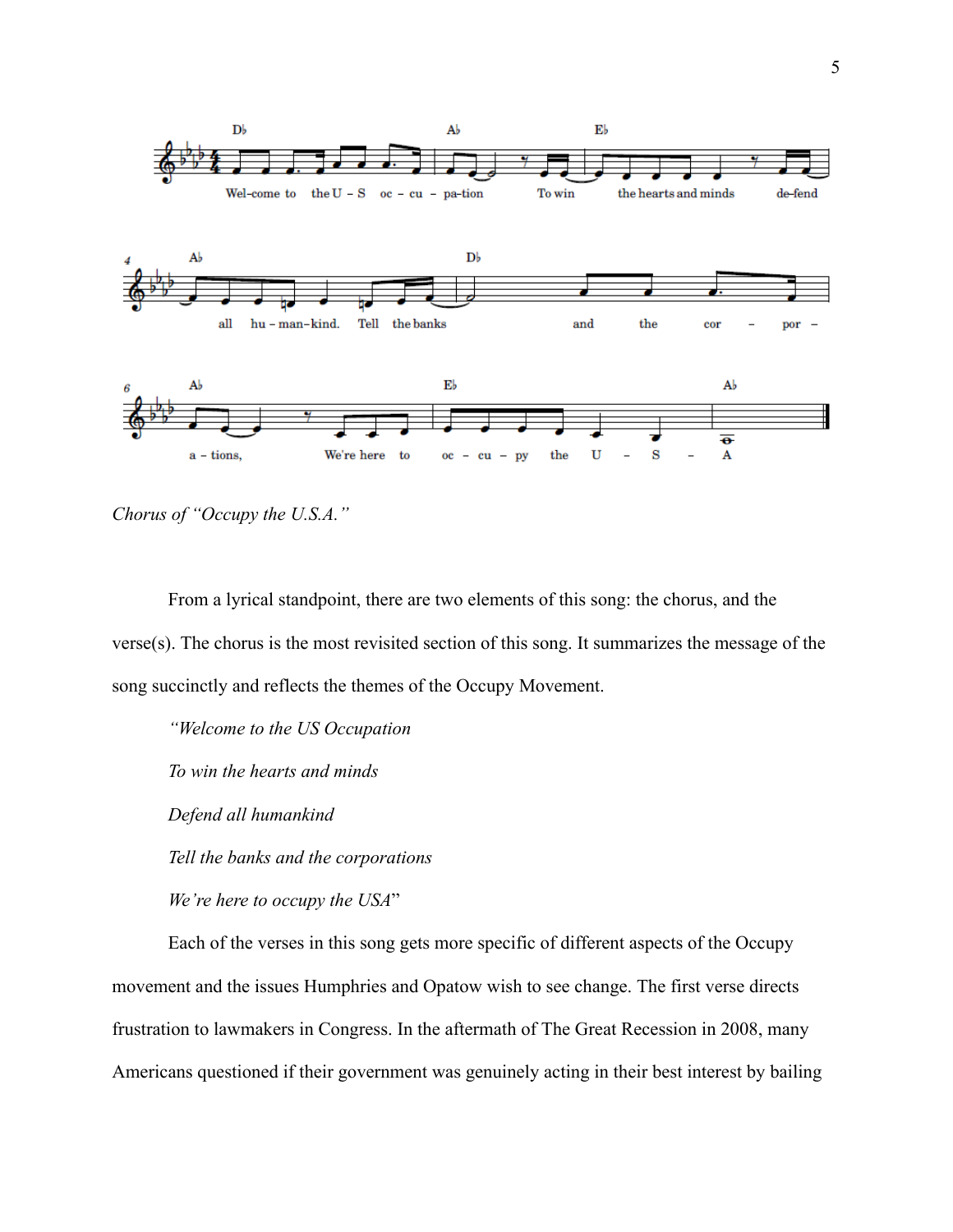*Chorus of "Occupy the U.S.A."*

From a lyrical standpoint, there are two elements of this song: the chorus, and the verse(s). The chorus is the most revisited section of this song. It summarizes the message of the song succinctly and reflects the themes of the Occupy Movement.

*"Welcome to the US Occupation*

*To win the hearts and minds*

*Defend all humankind*

*Tell the banks and the corporations*

*We're here to occupy the USA*"

Each of the verses in this song gets more specific of different aspects of the Occupy movement and the issues Humphries and Opatow wish to see change. The first verse directs frustration to lawmakers in Congress. In the aftermath of The Great Recession in 2008, many Americans questioned if their government was genuinely acting in their best interest by bailing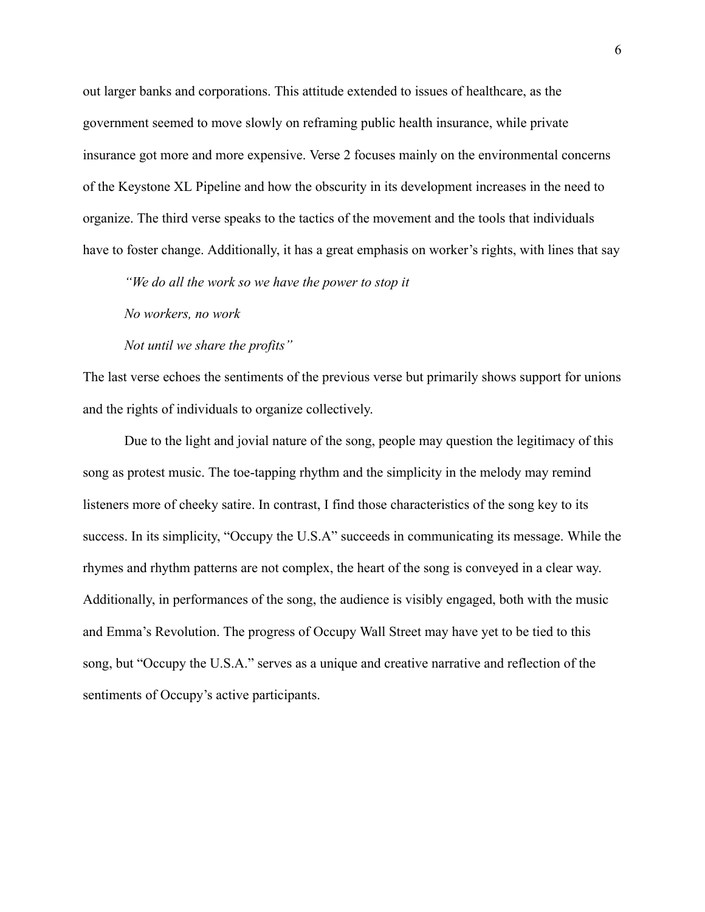out larger banks and corporations. This attitude extended to issues of healthcare, as the government seemed to move slowly on reframing public health insurance, while private insurance got more and more expensive. Verse 2 focuses mainly on the environmental concerns of the Keystone XL Pipeline and how the obscurity in its development increases in the need to organize. The third verse speaks to the tactics of the movement and the tools that individuals have to foster change. Additionally, it has a great emphasis on worker's rights, with lines that say

> *"We do all the work so we have the power to stop it*
>
> *No workers, no work*
>
> *Not until we share the profits"*

The last verse echoes the sentiments of the previous verse but primarily shows support for unions and the rights of individuals to organize collectively.

Due to the light and jovial nature of the song, people may question the legitimacy of this song as protest music. The toe-tapping rhythm and the simplicity in the melody may remind listeners more of cheeky satire. In contrast, I find those characteristics of the song key to its success. In its simplicity, "Occupy the U.S.A" succeeds in communicating its message. While the rhymes and rhythm patterns are not complex, the heart of the song is conveyed in a clear way. Additionally, in performances of the song, the audience is visibly engaged, both with the music and Emma's Revolution. The progress of Occupy Wall Street may have yet to be tied to this song, but "Occupy the U.S.A." serves as a unique and creative narrative and reflection of the sentiments of Occupy's active participants.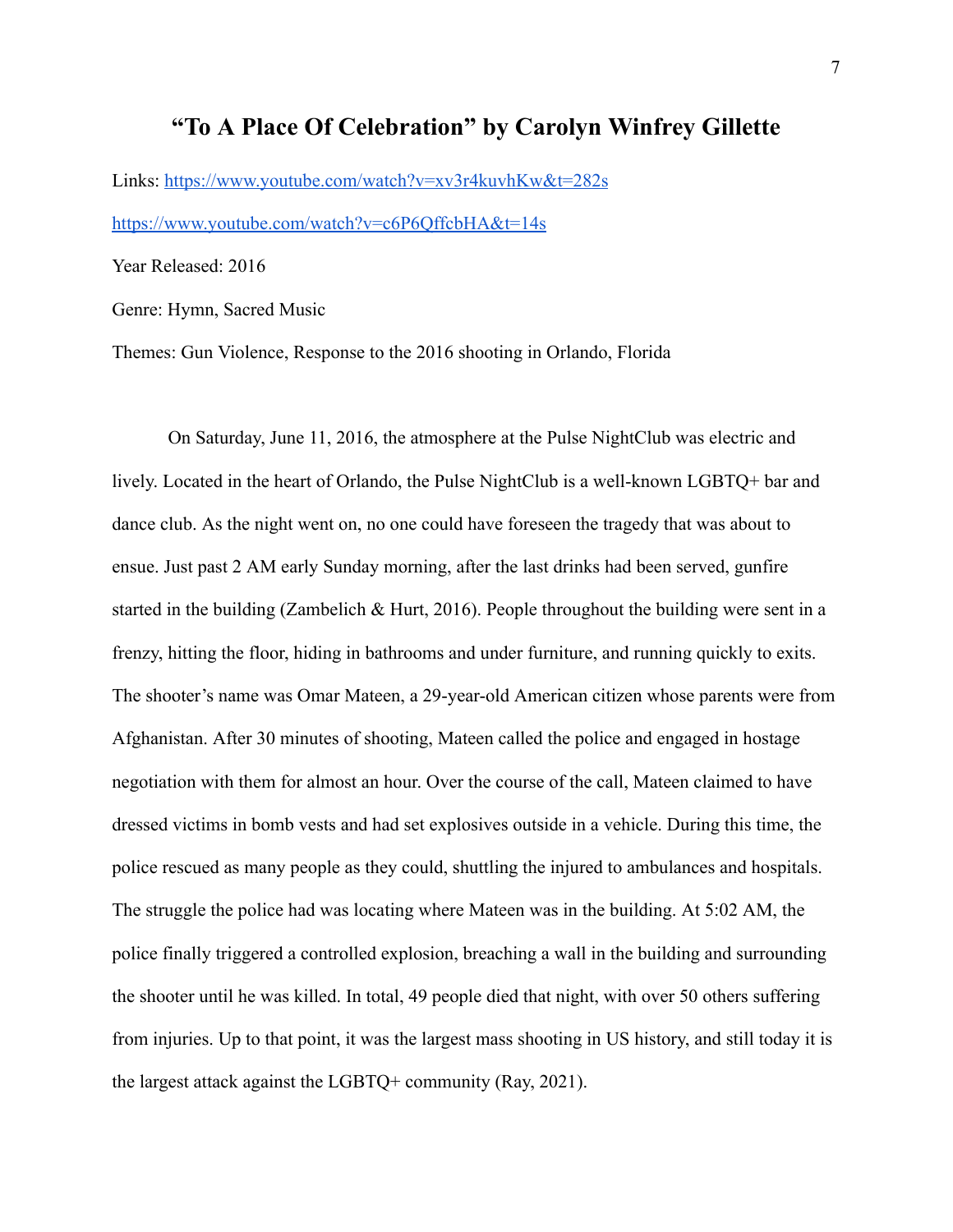# “To A Place Of Celebration” by Carolyn Winfrey Gillette

Links: https://www.youtube.com/watch?v=xv3r4kuvhKw&t=282s

https://www.youtube.com/watch?v=c6P6QffcbHA&t=14s

Year Released: 2016

Genre: Hymn, Sacred Music

Themes: Gun Violence, Response to the 2016 shooting in Orlando, Florida

On Saturday, June 11, 2016, the atmosphere at the Pulse NightClub was electric and lively. Located in the heart of Orlando, the Pulse NightClub is a well-known LGBTQ+ bar and dance club. As the night went on, no one could have foreseen the tragedy that was about to ensue. Just past 2 AM early Sunday morning, after the last drinks had been served, gunfire started in the building (Zambelich & Hurt, 2016). People throughout the building were sent in a frenzy, hitting the floor, hiding in bathrooms and under furniture, and running quickly to exits. The shooter’s name was Omar Mateen, a 29-year-old American citizen whose parents were from Afghanistan. After 30 minutes of shooting, Mateen called the police and engaged in hostage negotiation with them for almost an hour. Over the course of the call, Mateen claimed to have dressed victims in bomb vests and had set explosives outside in a vehicle. During this time, the police rescued as many people as they could, shuttling the injured to ambulances and hospitals. The struggle the police had was locating where Mateen was in the building. At 5:02 AM, the police finally triggered a controlled explosion, breaching a wall in the building and surrounding the shooter until he was killed. In total, 49 people died that night, with over 50 others suffering from injuries. Up to that point, it was the largest mass shooting in US history, and still today it is the largest attack against the LGBTQ+ community (Ray, 2021).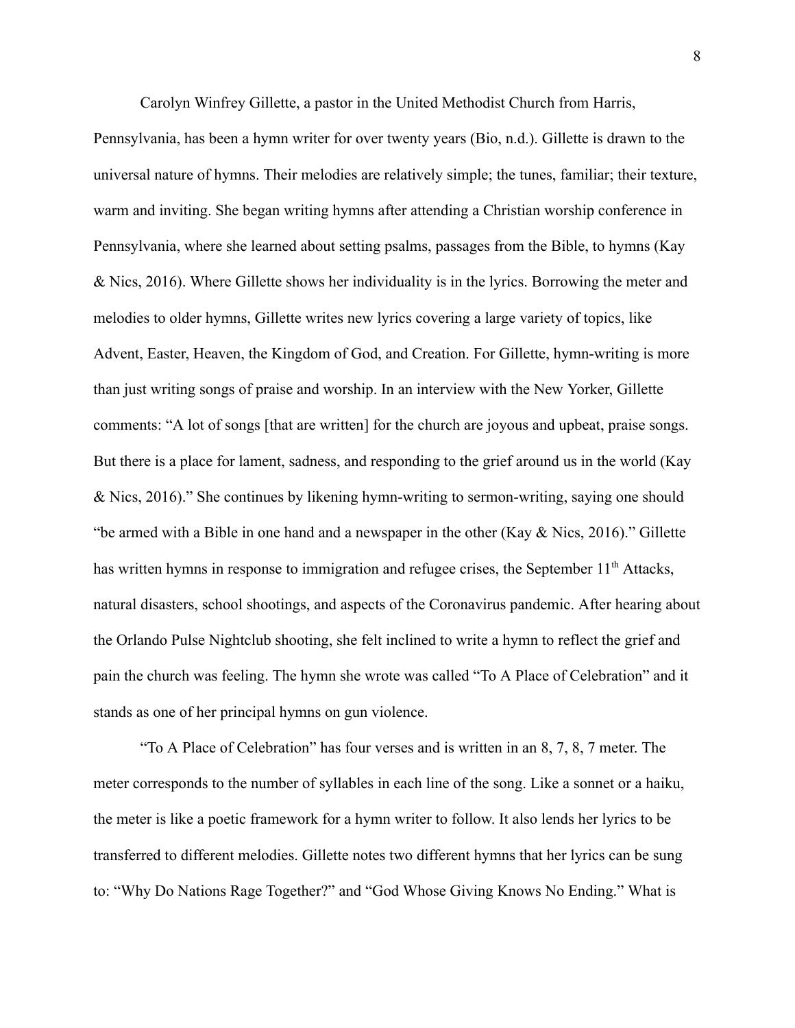Carolyn Winfrey Gillette, a pastor in the United Methodist Church from Harris, Pennsylvania, has been a hymn writer for over twenty years (Bio, n.d.). Gillette is drawn to the universal nature of hymns. Their melodies are relatively simple; the tunes, familiar; their texture, warm and inviting. She began writing hymns after attending a Christian worship conference in Pennsylvania, where she learned about setting psalms, passages from the Bible, to hymns (Kay & Nics, 2016). Where Gillette shows her individuality is in the lyrics. Borrowing the meter and melodies to older hymns, Gillette writes new lyrics covering a large variety of topics, like Advent, Easter, Heaven, the Kingdom of God, and Creation. For Gillette, hymn-writing is more than just writing songs of praise and worship. In an interview with the New Yorker, Gillette comments: "A lot of songs [that are written] for the church are joyous and upbeat, praise songs. But there is a place for lament, sadness, and responding to the grief around us in the world (Kay & Nics, 2016)." She continues by likening hymn-writing to sermon-writing, saying one should "be armed with a Bible in one hand and a newspaper in the other (Kay & Nics, 2016)." Gillette has written hymns in response to immigration and refugee crises, the September 11th Attacks, natural disasters, school shootings, and aspects of the Coronavirus pandemic. After hearing about the Orlando Pulse Nightclub shooting, she felt inclined to write a hymn to reflect the grief and pain the church was feeling. The hymn she wrote was called "To A Place of Celebration" and it stands as one of her principal hymns on gun violence.

"To A Place of Celebration" has four verses and is written in an 8, 7, 8, 7 meter. The meter corresponds to the number of syllables in each line of the song. Like a sonnet or a haiku, the meter is like a poetic framework for a hymn writer to follow. It also lends her lyrics to be transferred to different melodies. Gillette notes two different hymns that her lyrics can be sung to: "Why Do Nations Rage Together?" and "God Whose Giving Knows No Ending." What is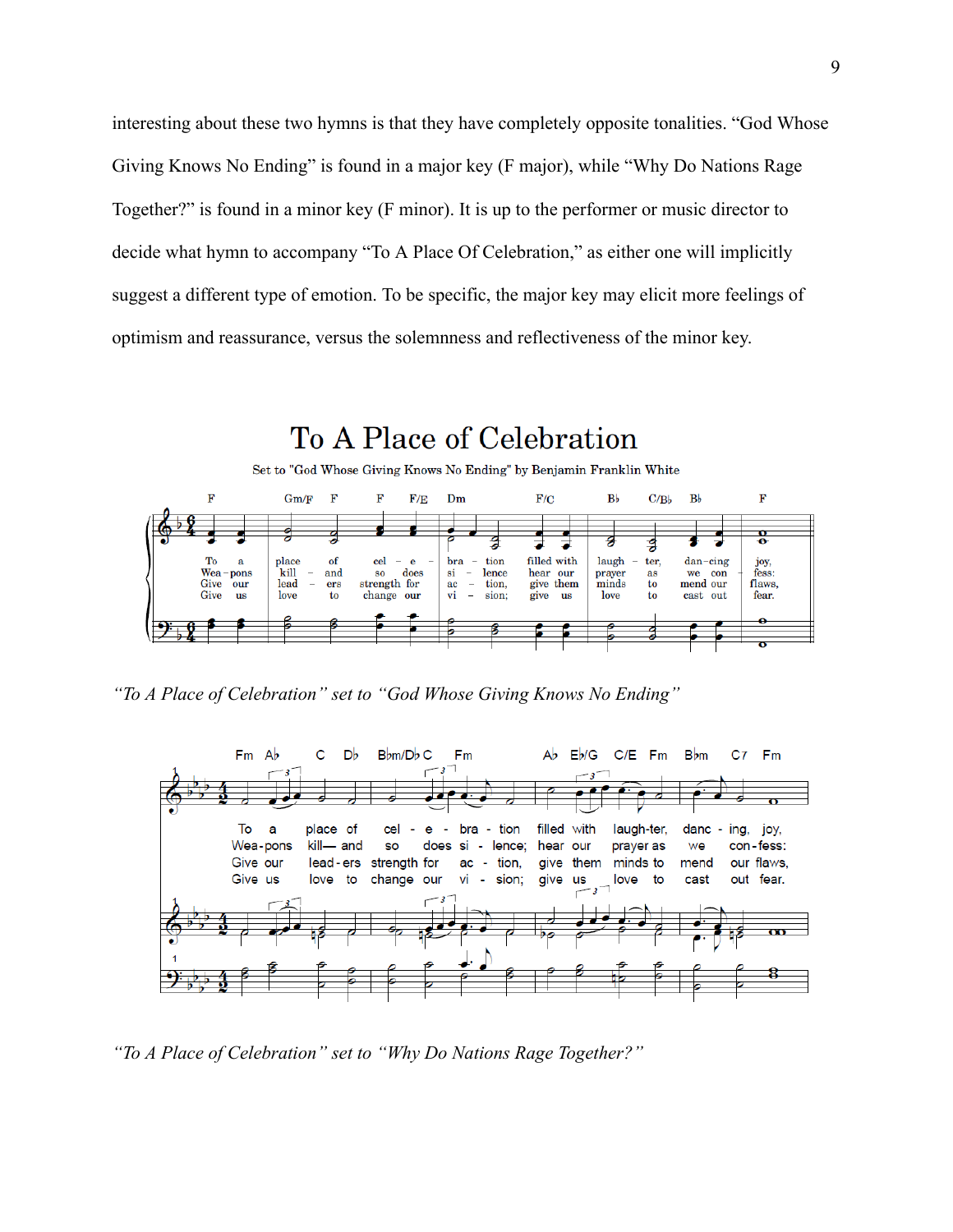interesting about these two hymns is that they have completely opposite tonalities. “God Whose Giving Knows No Ending” is found in a major key (F major), while “Why Do Nations Rage Together?” is found in a minor key (F minor). It is up to the performer or music director to decide what hymn to accompany “To A Place Of Celebration,” as either one will implicitly suggest a different type of emotion. To be specific, the major key may elicit more feelings of optimism and reassurance, versus the solemnness and reflectiveness of the minor key.

*“To A Place of Celebration” set to “God Whose Giving Knows No Ending”*

*“To A Place of Celebration” set to “Why Do Nations Rage Together?”*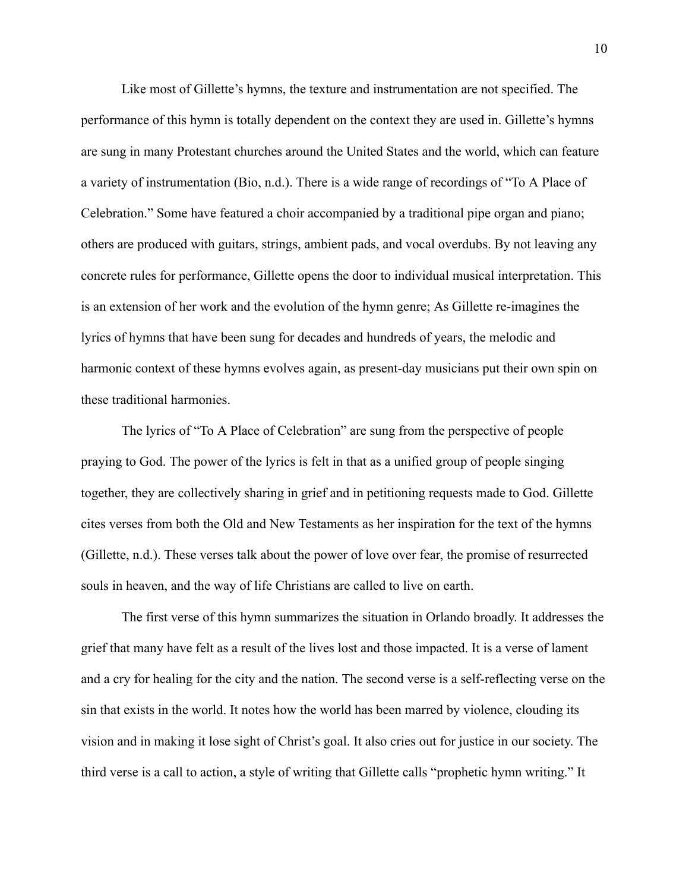Like most of Gillette's hymns, the texture and instrumentation are not specified. The performance of this hymn is totally dependent on the context they are used in. Gillette's hymns are sung in many Protestant churches around the United States and the world, which can feature a variety of instrumentation (Bio, n.d.). There is a wide range of recordings of "To A Place of Celebration." Some have featured a choir accompanied by a traditional pipe organ and piano; others are produced with guitars, strings, ambient pads, and vocal overdubs. By not leaving any concrete rules for performance, Gillette opens the door to individual musical interpretation. This is an extension of her work and the evolution of the hymn genre; As Gillette re-imagines the lyrics of hymns that have been sung for decades and hundreds of years, the melodic and harmonic context of these hymns evolves again, as present-day musicians put their own spin on these traditional harmonies.

The lyrics of "To A Place of Celebration" are sung from the perspective of people praying to God. The power of the lyrics is felt in that as a unified group of people singing together, they are collectively sharing in grief and in petitioning requests made to God. Gillette cites verses from both the Old and New Testaments as her inspiration for the text of the hymns (Gillette, n.d.). These verses talk about the power of love over fear, the promise of resurrected souls in heaven, and the way of life Christians are called to live on earth.

The first verse of this hymn summarizes the situation in Orlando broadly. It addresses the grief that many have felt as a result of the lives lost and those impacted. It is a verse of lament and a cry for healing for the city and the nation. The second verse is a self-reflecting verse on the sin that exists in the world. It notes how the world has been marred by violence, clouding its vision and in making it lose sight of Christ's goal. It also cries out for justice in our society. The third verse is a call to action, a style of writing that Gillette calls "prophetic hymn writing." It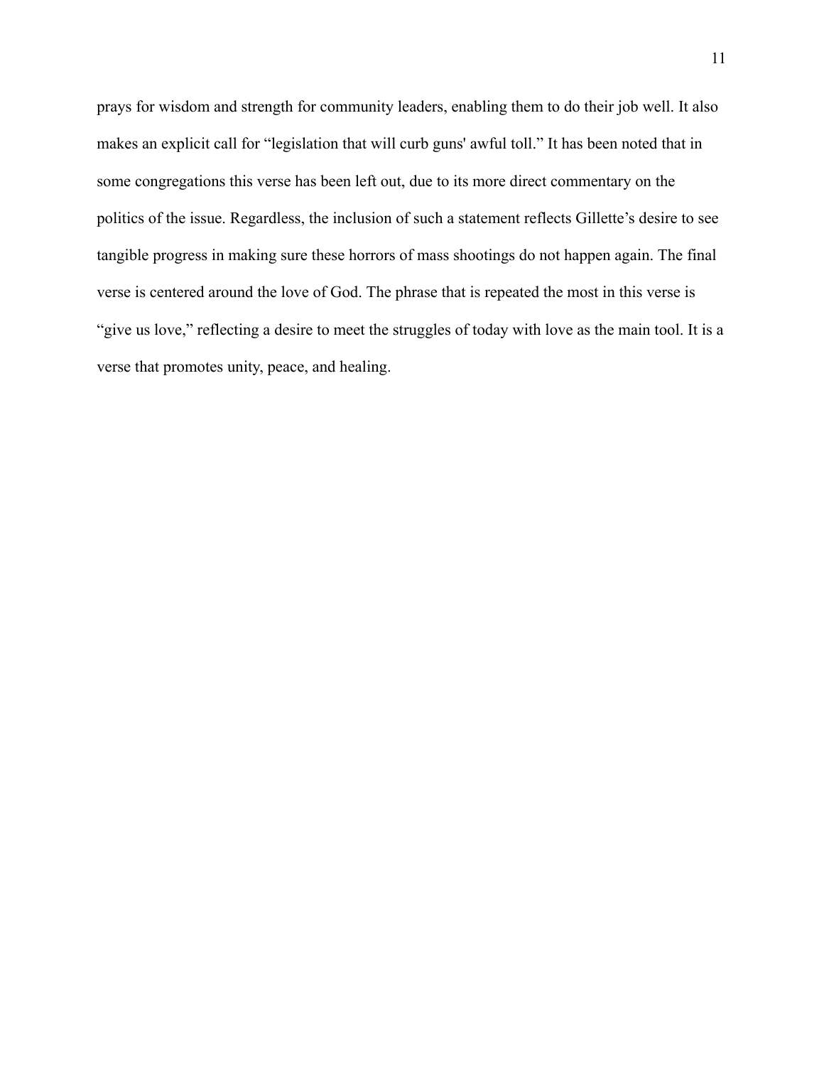prays for wisdom and strength for community leaders, enabling them to do their job well. It also makes an explicit call for "legislation that will curb guns' awful toll." It has been noted that in some congregations this verse has been left out, due to its more direct commentary on the politics of the issue. Regardless, the inclusion of such a statement reflects Gillette's desire to see tangible progress in making sure these horrors of mass shootings do not happen again. The final verse is centered around the love of God. The phrase that is repeated the most in this verse is "give us love," reflecting a desire to meet the struggles of today with love as the main tool. It is a verse that promotes unity, peace, and healing.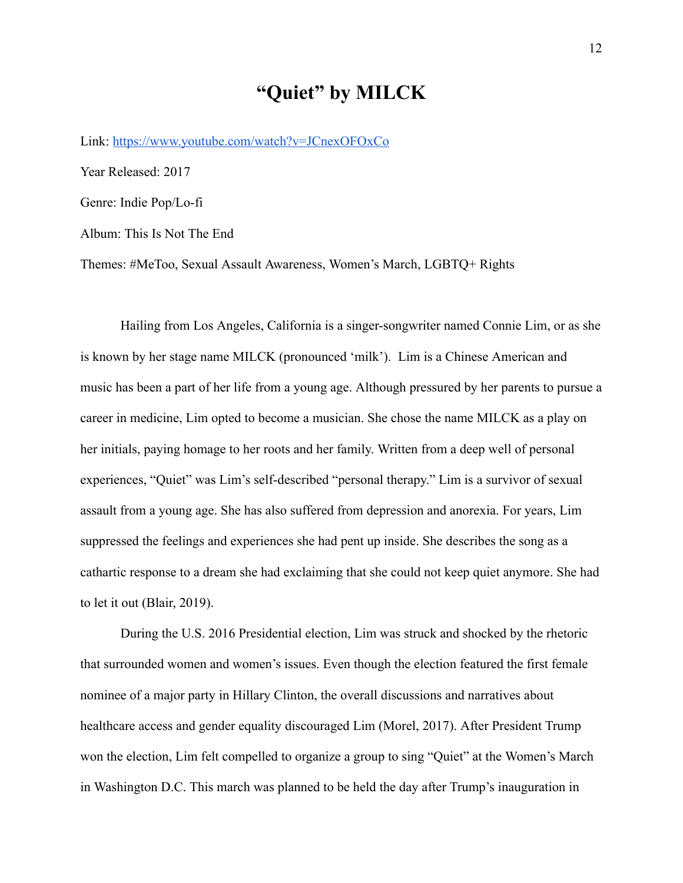# "Quiet" by MILCK

Link: https://www.youtube.com/watch?v=JCnexOFOxCo

Year Released: 2017

Genre: Indie Pop/Lo-fi

Album: This Is Not The End

Themes: #MeToo, Sexual Assault Awareness, Women's March, LGBTQ+ Rights

Hailing from Los Angeles, California is a singer-songwriter named Connie Lim, or as she is known by her stage name MILCK (pronounced 'milk'). Lim is a Chinese American and music has been a part of her life from a young age. Although pressured by her parents to pursue a career in medicine, Lim opted to become a musician. She chose the name MILCK as a play on her initials, paying homage to her roots and her family. Written from a deep well of personal experiences, "Quiet" was Lim's self-described "personal therapy." Lim is a survivor of sexual assault from a young age. She has also suffered from depression and anorexia. For years, Lim suppressed the feelings and experiences she had pent up inside. She describes the song as a cathartic response to a dream she had exclaiming that she could not keep quiet anymore. She had to let it out (Blair, 2019).

During the U.S. 2016 Presidential election, Lim was struck and shocked by the rhetoric that surrounded women and women's issues. Even though the election featured the first female nominee of a major party in Hillary Clinton, the overall discussions and narratives about healthcare access and gender equality discouraged Lim (Morel, 2017). After President Trump won the election, Lim felt compelled to organize a group to sing "Quiet" at the Women's March in Washington D.C. This march was planned to be held the day after Trump's inauguration in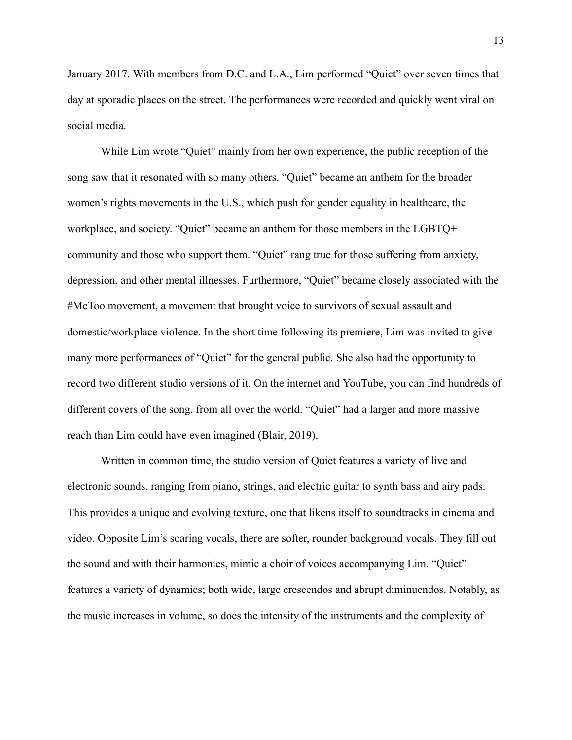January 2017. With members from D.C. and L.A., Lim performed "Quiet" over seven times that day at sporadic places on the street. The performances were recorded and quickly went viral on social media.

While Lim wrote "Quiet" mainly from her own experience, the public reception of the song saw that it resonated with so many others. "Quiet" became an anthem for the broader women's rights movements in the U.S., which push for gender equality in healthcare, the workplace, and society. "Quiet" became an anthem for those members in the LGBTQ+ community and those who support them. "Quiet" rang true for those suffering from anxiety, depression, and other mental illnesses. Furthermore, "Quiet" became closely associated with the #MeToo movement, a movement that brought voice to survivors of sexual assault and domestic/workplace violence. In the short time following its premiere, Lim was invited to give many more performances of "Quiet" for the general public. She also had the opportunity to record two different studio versions of it. On the internet and YouTube, you can find hundreds of different covers of the song, from all over the world. "Quiet" had a larger and more massive reach than Lim could have even imagined (Blair, 2019).

Written in common time, the studio version of Quiet features a variety of live and electronic sounds, ranging from piano, strings, and electric guitar to synth bass and airy pads. This provides a unique and evolving texture, one that likens itself to soundtracks in cinema and video. Opposite Lim's soaring vocals, there are softer, rounder background vocals. They fill out the sound and with their harmonies, mimic a choir of voices accompanying Lim. "Quiet" features a variety of dynamics; both wide, large crescendos and abrupt diminuendos. Notably, as the music increases in volume, so does the intensity of the instruments and the complexity of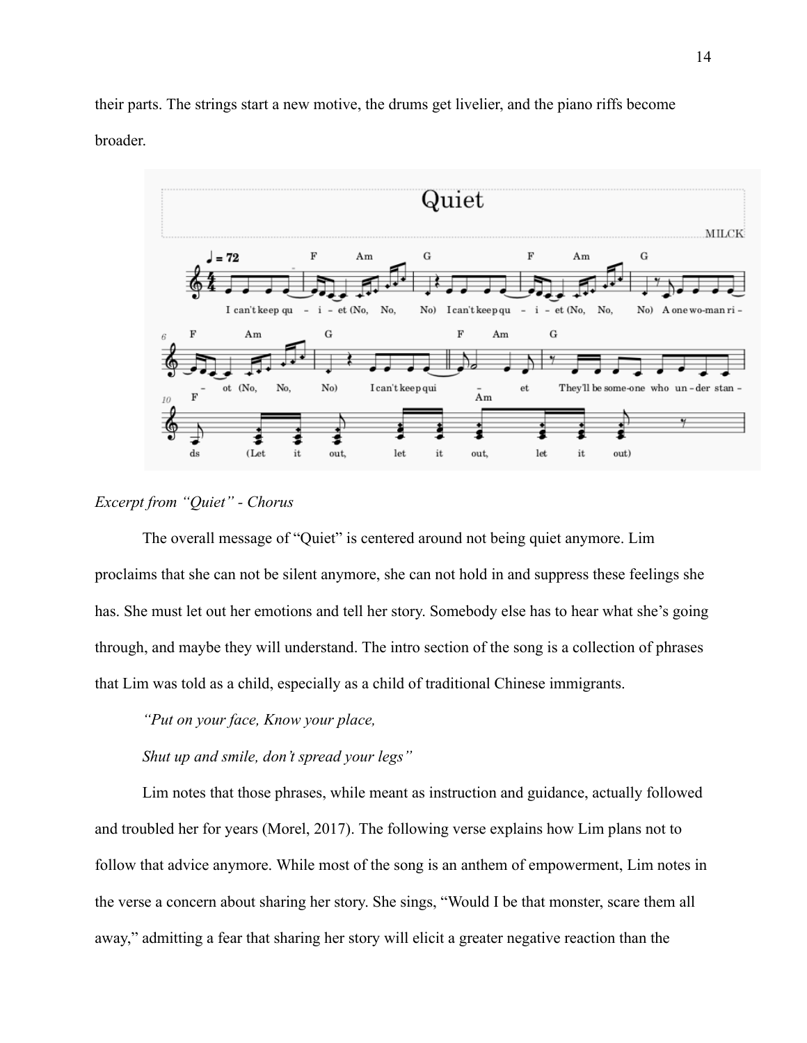their parts. The strings start a new motive, the drums get livelier, and the piano riffs become broader.

*Excerpt from "Quiet" - Chorus*

The overall message of "Quiet" is centered around not being quiet anymore. Lim proclaims that she can not be silent anymore, she can not hold in and suppress these feelings she has. She must let out her emotions and tell her story. Somebody else has to hear what she's going through, and maybe they will understand. The intro section of the song is a collection of phrases that Lim was told as a child, especially as a child of traditional Chinese immigrants.

*"Put on your face, Know your place,*

*Shut up and smile, don't spread your legs"*

Lim notes that those phrases, while meant as instruction and guidance, actually followed and troubled her for years (Morel, 2017). The following verse explains how Lim plans not to follow that advice anymore. While most of the song is an anthem of empowerment, Lim notes in the verse a concern about sharing her story. She sings, "Would I be that monster, scare them all away," admitting a fear that sharing her story will elicit a greater negative reaction than the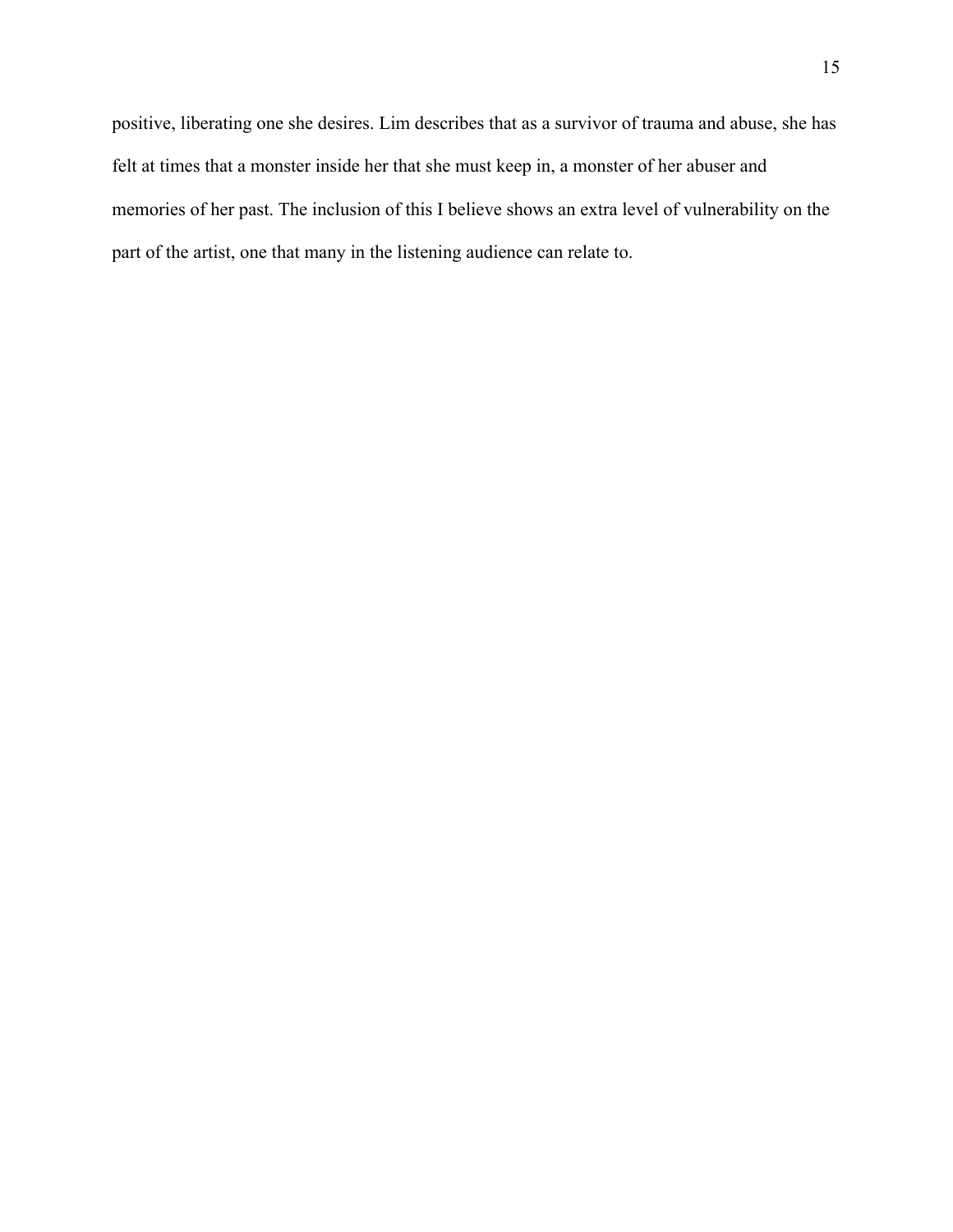positive, liberating one she desires. Lim describes that as a survivor of trauma and abuse, she has felt at times that a monster inside her that she must keep in, a monster of her abuser and memories of her past. The inclusion of this I believe shows an extra level of vulnerability on the part of the artist, one that many in the listening audience can relate to.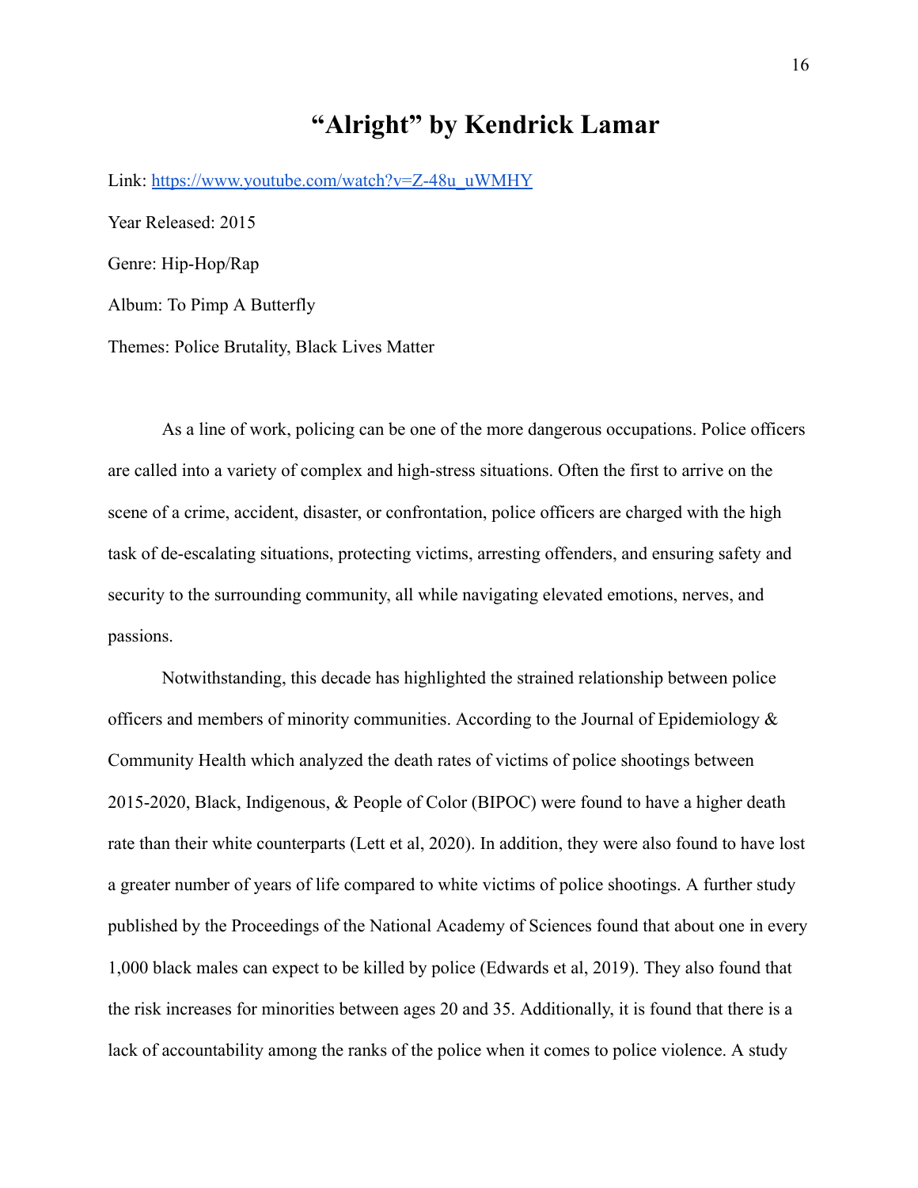# "Alright" by Kendrick Lamar

Link: [https://www.youtube.com/watch?v=Z-48u_uWMHY](https://www.youtube.com/watch?v=Z-48u_uWMHY)

Year Released: 2015

Genre: Hip-Hop/Rap

Album: To Pimp A Butterfly

Themes: Police Brutality, Black Lives Matter

As a line of work, policing can be one of the more dangerous occupations. Police officers are called into a variety of complex and high-stress situations. Often the first to arrive on the scene of a crime, accident, disaster, or confrontation, police officers are charged with the high task of de-escalating situations, protecting victims, arresting offenders, and ensuring safety and security to the surrounding community, all while navigating elevated emotions, nerves, and passions.

Notwithstanding, this decade has highlighted the strained relationship between police officers and members of minority communities. According to the Journal of Epidemiology & Community Health which analyzed the death rates of victims of police shootings between 2015-2020, Black, Indigenous, & People of Color (BIPOC) were found to have a higher death rate than their white counterparts (Lett et al, 2020). In addition, they were also found to have lost a greater number of years of life compared to white victims of police shootings. A further study published by the Proceedings of the National Academy of Sciences found that about one in every 1,000 black males can expect to be killed by police (Edwards et al, 2019). They also found that the risk increases for minorities between ages 20 and 35. Additionally, it is found that there is a lack of accountability among the ranks of the police when it comes to police violence. A study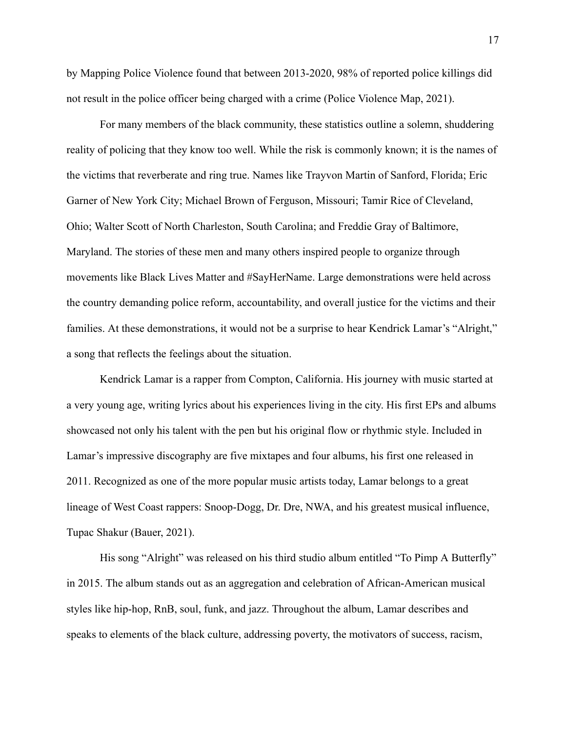by Mapping Police Violence found that between 2013-2020, 98% of reported police killings did not result in the police officer being charged with a crime (Police Violence Map, 2021).

For many members of the black community, these statistics outline a solemn, shuddering reality of policing that they know too well. While the risk is commonly known; it is the names of the victims that reverberate and ring true. Names like Trayvon Martin of Sanford, Florida; Eric Garner of New York City; Michael Brown of Ferguson, Missouri; Tamir Rice of Cleveland, Ohio; Walter Scott of North Charleston, South Carolina; and Freddie Gray of Baltimore, Maryland. The stories of these men and many others inspired people to organize through movements like Black Lives Matter and #SayHerName. Large demonstrations were held across the country demanding police reform, accountability, and overall justice for the victims and their families. At these demonstrations, it would not be a surprise to hear Kendrick Lamar's "Alright," a song that reflects the feelings about the situation.

Kendrick Lamar is a rapper from Compton, California. His journey with music started at a very young age, writing lyrics about his experiences living in the city. His first EPs and albums showcased not only his talent with the pen but his original flow or rhythmic style. Included in Lamar's impressive discography are five mixtapes and four albums, his first one released in 2011. Recognized as one of the more popular music artists today, Lamar belongs to a great lineage of West Coast rappers: Snoop-Dogg, Dr. Dre, NWA, and his greatest musical influence, Tupac Shakur (Bauer, 2021).

His song "Alright" was released on his third studio album entitled "To Pimp A Butterfly" in 2015. The album stands out as an aggregation and celebration of African-American musical styles like hip-hop, RnB, soul, funk, and jazz. Throughout the album, Lamar describes and speaks to elements of the black culture, addressing poverty, the motivators of success, racism,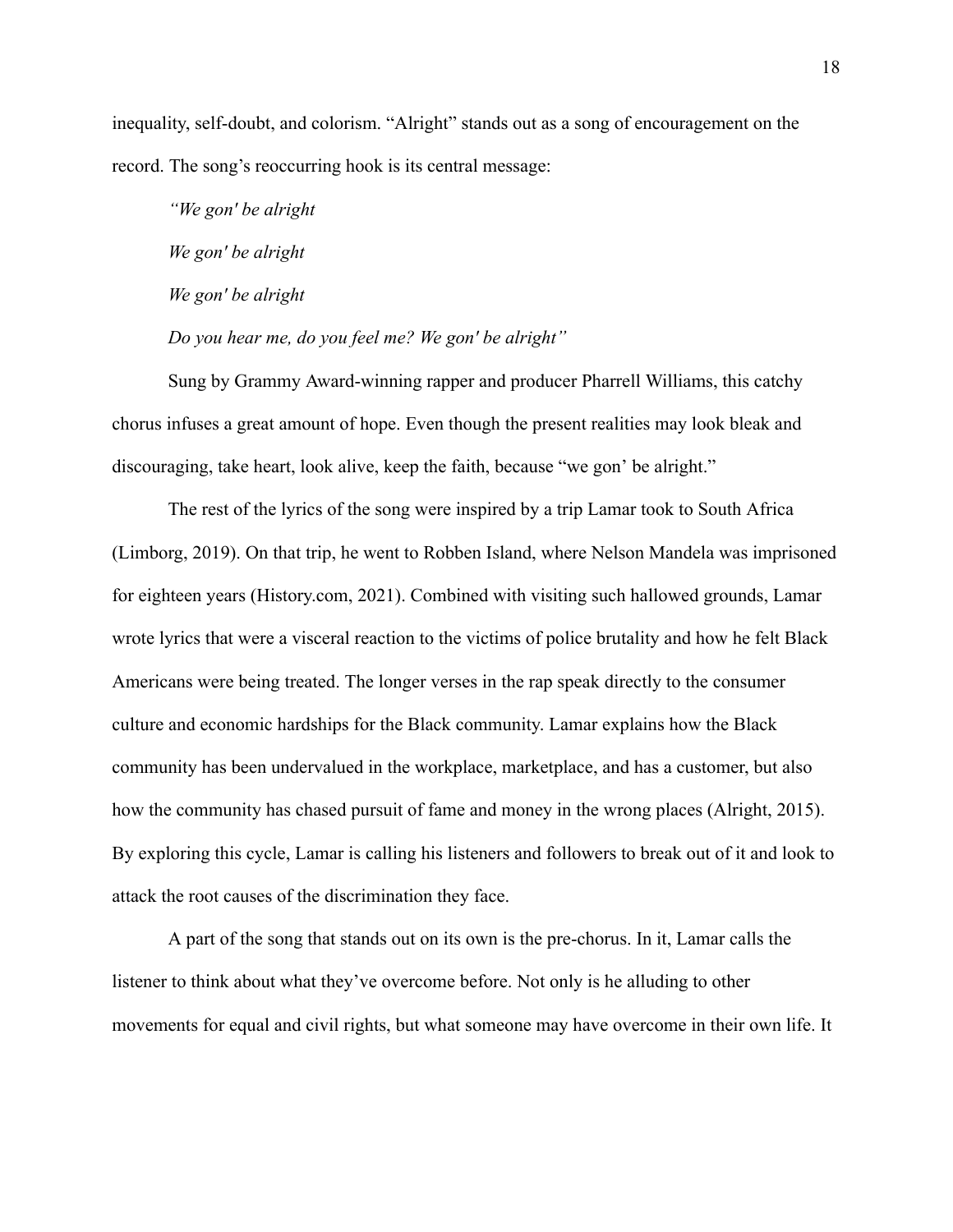inequality, self-doubt, and colorism. "Alright" stands out as a song of encouragement on the record. The song's reoccurring hook is its central message:

> *"We gon' be alright*
>
> *We gon' be alright*
>
> *We gon' be alright*
>
> *Do you hear me, do you feel me? We gon' be alright"*

Sung by Grammy Award-winning rapper and producer Pharrell Williams, this catchy chorus infuses a great amount of hope. Even though the present realities may look bleak and discouraging, take heart, look alive, keep the faith, because "we gon' be alright."

The rest of the lyrics of the song were inspired by a trip Lamar took to South Africa (Limborg, 2019). On that trip, he went to Robben Island, where Nelson Mandela was imprisoned for eighteen years (History.com, 2021). Combined with visiting such hallowed grounds, Lamar wrote lyrics that were a visceral reaction to the victims of police brutality and how he felt Black Americans were being treated. The longer verses in the rap speak directly to the consumer culture and economic hardships for the Black community. Lamar explains how the Black community has been undervalued in the workplace, marketplace, and has a customer, but also how the community has chased pursuit of fame and money in the wrong places (Alright, 2015). By exploring this cycle, Lamar is calling his listeners and followers to break out of it and look to attack the root causes of the discrimination they face.

A part of the song that stands out on its own is the pre-chorus. In it, Lamar calls the listener to think about what they've overcome before. Not only is he alluding to other movements for equal and civil rights, but what someone may have overcome in their own life. It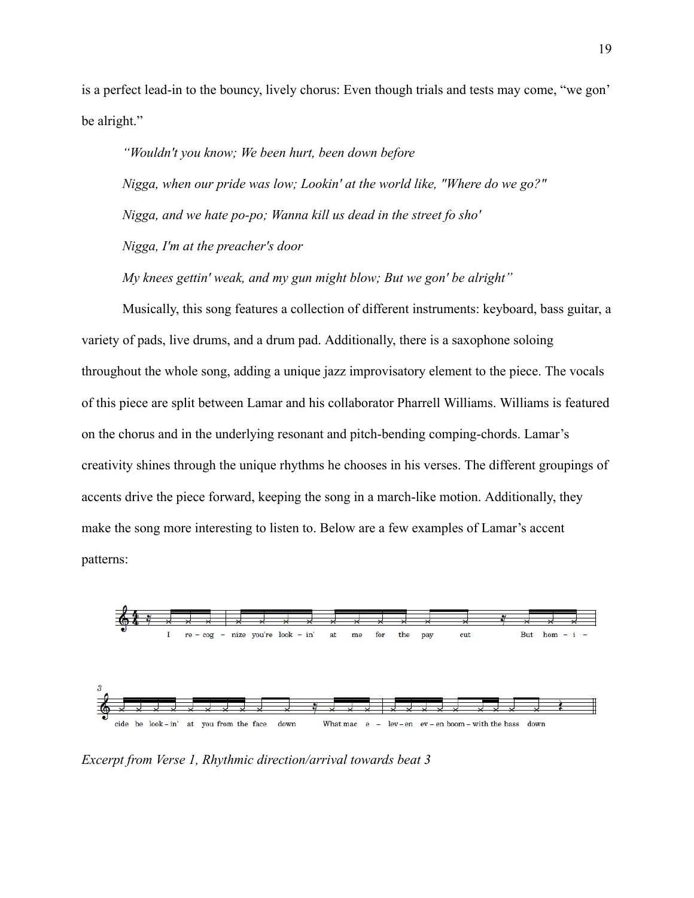is a perfect lead-in to the bouncy, lively chorus: Even though trials and tests may come, "we gon' be alright."

> *"Wouldn't you know; We been hurt, been down before*
>
> *Nigga, when our pride was low; Lookin' at the world like, "Where do we go?"*
>
> *Nigga, and we hate po-po; Wanna kill us dead in the street fo sho'*
>
> *Nigga, I'm at the preacher's door*
>
> *My knees gettin' weak, and my gun might blow; But we gon' be alright"*

Musically, this song features a collection of different instruments: keyboard, bass guitar, a variety of pads, live drums, and a drum pad. Additionally, there is a saxophone soloing throughout the whole song, adding a unique jazz improvisatory element to the piece. The vocals of this piece are split between Lamar and his collaborator Pharrell Williams. Williams is featured on the chorus and in the underlying resonant and pitch-bending comping-chords. Lamar's creativity shines through the unique rhythms he chooses in his verses. The different groupings of accents drive the piece forward, keeping the song in a march-like motion. Additionally, they make the song more interesting to listen to. Below are a few examples of Lamar's accent patterns:

*Excerpt from Verse 1, Rhythmic direction/arrival towards beat 3*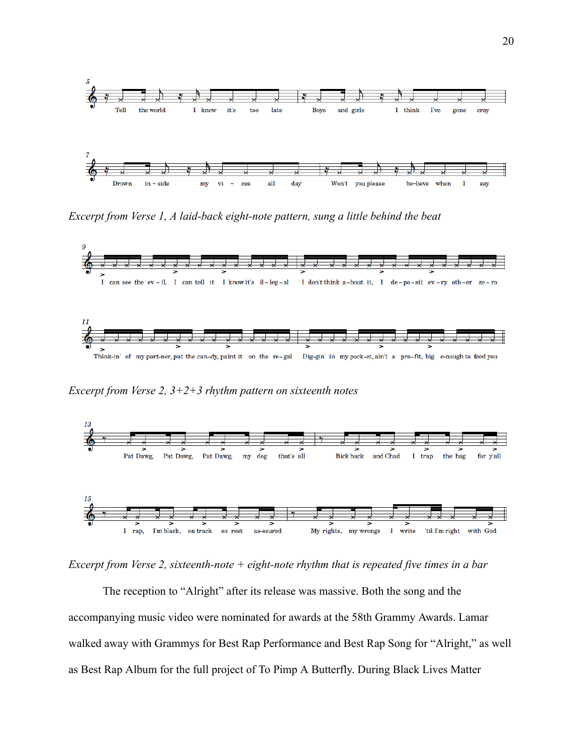*Excerpt from Verse 1, A laid-back eight-note pattern, sung a little behind the beat*

*Excerpt from Verse 2, 3+2+3 rhythm pattern on sixteenth notes*

*Excerpt from Verse 2, sixteenth-note + eight-note rhythm that is repeated five times in a bar*

The reception to "Alright" after its release was massive. Both the song and the accompanying music video were nominated for awards at the 58th Grammy Awards. Lamar walked away with Grammys for Best Rap Performance and Best Rap Song for "Alright," as well as Best Rap Album for the full project of To Pimp A Butterfly. During Black Lives Matter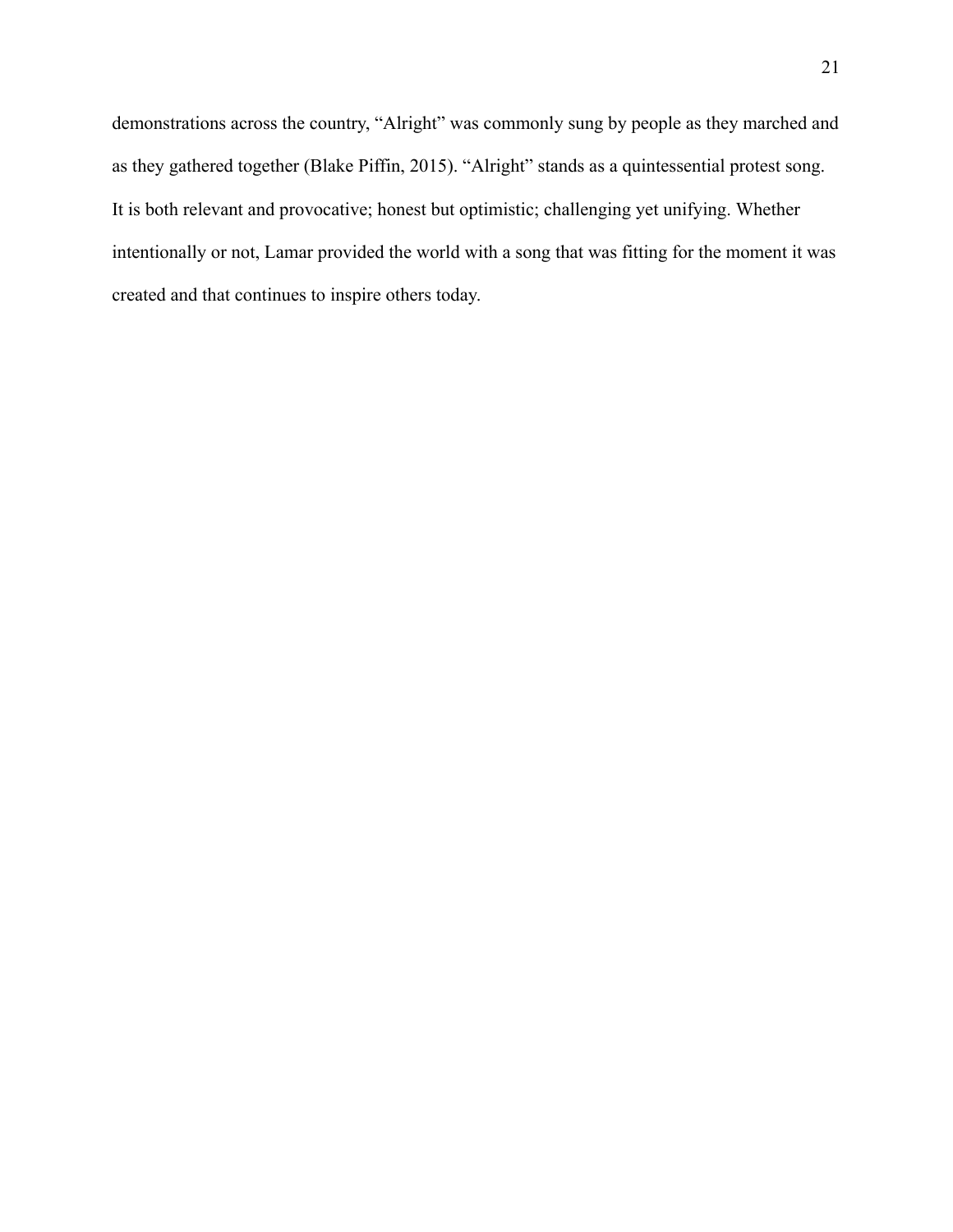demonstrations across the country, “Alright” was commonly sung by people as they marched and as they gathered together (Blake Piffin, 2015). “Alright” stands as a quintessential protest song. It is both relevant and provocative; honest but optimistic; challenging yet unifying. Whether intentionally or not, Lamar provided the world with a song that was fitting for the moment it was created and that continues to inspire others today.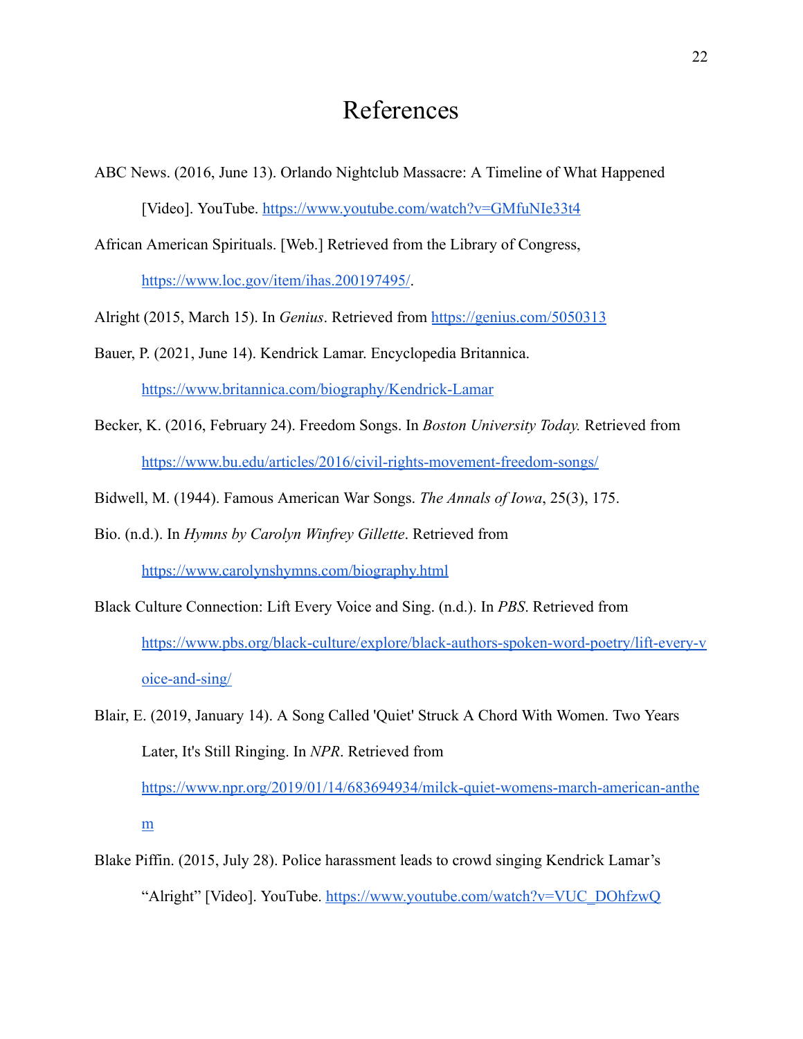# References

ABC News. (2016, June 13). Orlando Nightclub Massacre: A Timeline of What Happened [Video]. YouTube. https://www.youtube.com/watch?v=GMfuNIe33t4

African American Spirituals. [Web.] Retrieved from the Library of Congress, https://www.loc.gov/item/ihas.200197495/.

Alright (2015, March 15). In *Genius*. Retrieved from https://genius.com/5050313

Bauer, P. (2021, June 14). Kendrick Lamar. Encyclopedia Britannica. https://www.britannica.com/biography/Kendrick-Lamar

Becker, K. (2016, February 24). Freedom Songs. In *Boston University Today.* Retrieved from https://www.bu.edu/articles/2016/civil-rights-movement-freedom-songs/

Bidwell, M. (1944). Famous American War Songs. *The Annals of Iowa*, 25(3), 175.

Bio. (n.d.). In *Hymns by Carolyn Winfrey Gillette*. Retrieved from https://www.carolynshymns.com/biography.html

Black Culture Connection: Lift Every Voice and Sing. (n.d.). In *PBS*. Retrieved from https://www.pbs.org/black-culture/explore/black-authors-spoken-word-poetry/lift-every-voice-and-sing/

Blair, E. (2019, January 14). A Song Called 'Quiet' Struck A Chord With Women. Two Years Later, It's Still Ringing. In *NPR*. Retrieved from https://www.npr.org/2019/01/14/683694934/milck-quiet-womens-march-american-anthem

Blake Piffin. (2015, July 28). Police harassment leads to crowd singing Kendrick Lamar's "Alright" [Video]. YouTube. https://www.youtube.com/watch?v=VUC_DOhfzwQ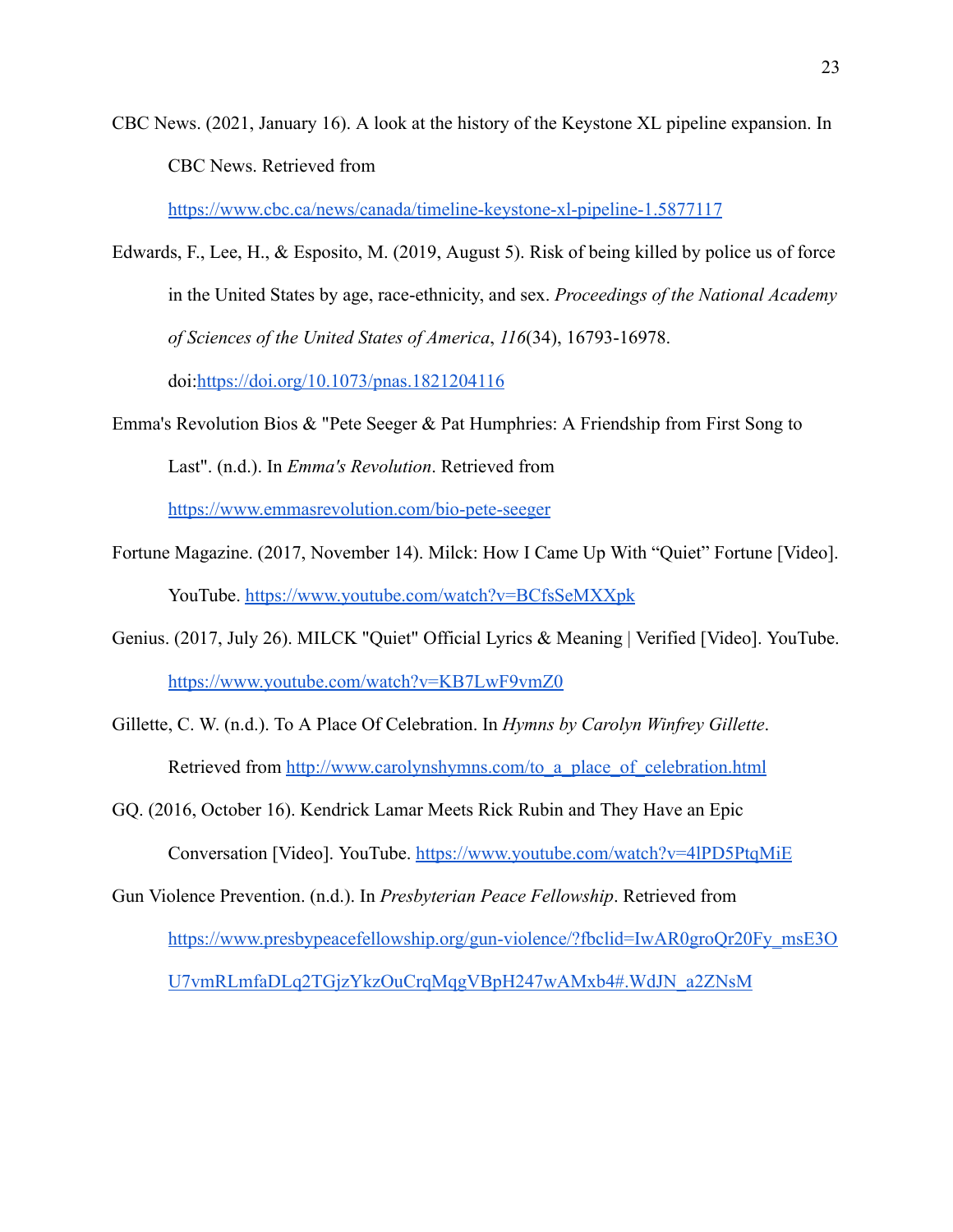CBC News. (2021, January 16). A look at the history of the Keystone XL pipeline expansion. In CBC News. Retrieved from https://www.cbc.ca/news/canada/timeline-keystone-xl-pipeline-1.5877117

Edwards, F., Lee, H., & Esposito, M. (2019, August 5). Risk of being killed by police us of force in the United States by age, race-ethnicity, and sex. *Proceedings of the National Academy of Sciences of the United States of America*, *116*(34), 16793-16978. doi:https://doi.org/10.1073/pnas.1821204116

Emma's Revolution Bios & "Pete Seeger & Pat Humphries: A Friendship from First Song to Last". (n.d.). In *Emma's Revolution*. Retrieved from https://www.emmasrevolution.com/bio-pete-seeger

Fortune Magazine. (2017, November 14). Milck: How I Came Up With "Quiet" Fortune [Video]. YouTube. https://www.youtube.com/watch?v=BCfsSeMXXpk

Genius. (2017, July 26). MILCK "Quiet" Official Lyrics & Meaning | Verified [Video]. YouTube. https://www.youtube.com/watch?v=KB7LwF9vmZ0

Gillette, C. W. (n.d.). To A Place Of Celebration. In *Hymns by Carolyn Winfrey Gillette*. Retrieved from http://www.carolynshymns.com/to_a_place_of_celebration.html

GQ. (2016, October 16). Kendrick Lamar Meets Rick Rubin and They Have an Epic Conversation [Video]. YouTube. https://www.youtube.com/watch?v=4lPD5PtqMiE

Gun Violence Prevention. (n.d.). In *Presbyterian Peace Fellowship*. Retrieved from https://www.presbypeacefellowship.org/gun-violence/?fbclid=IwAR0groQr20Fy_msE3OU7vmRLmfaDLq2TGjzYkzOuCrqMqgVBpH247wAMxb4#.WdJN_a2ZNsM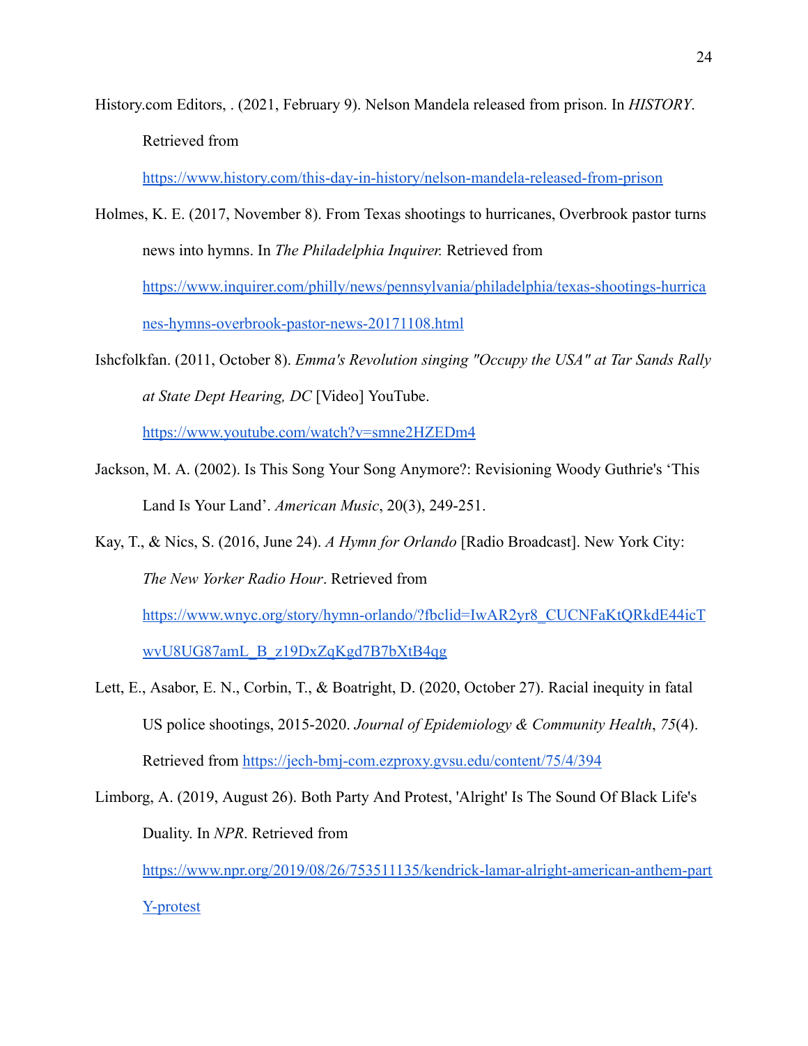History.com Editors, . (2021, February 9). Nelson Mandela released from prison. In *HISTORY*. Retrieved from https://www.history.com/this-day-in-history/nelson-mandela-released-from-prison

Holmes, K. E. (2017, November 8). From Texas shootings to hurricanes, Overbrook pastor turns news into hymns. In *The Philadelphia Inquirer.* Retrieved from https://www.inquirer.com/philly/news/pennsylvania/philadelphia/texas-shootings-hurricanes-hymns-overbrook-pastor-news-20171108.html

Ishcfolkfan. (2011, October 8). *Emma's Revolution singing "Occupy the USA" at Tar Sands Rally at State Dept Hearing, DC* [Video] YouTube. https://www.youtube.com/watch?v=smne2HZEDm4

Jackson, M. A. (2002). Is This Song Your Song Anymore?: Revisioning Woody Guthrie's 'This Land Is Your Land'. *American Music*, 20(3), 249-251.

Kay, T., & Nics, S. (2016, June 24). *A Hymn for Orlando* [Radio Broadcast]. New York City: *The New Yorker Radio Hour*. Retrieved from https://www.wnyc.org/story/hymn-orlando/?fbclid=IwAR2yr8_CUCNFaKtQRkdE44icTwvU8UG87amL_B_z19DxZqKgd7B7bXtB4qg

Lett, E., Asabor, E. N., Corbin, T., & Boatright, D. (2020, October 27). Racial inequity in fatal US police shootings, 2015-2020. *Journal of Epidemiology & Community Health*, *75*(4). Retrieved from https://jech-bmj-com.ezproxy.gvsu.edu/content/75/4/394

Limborg, A. (2019, August 26). Both Party And Protest, 'Alright' Is The Sound Of Black Life's Duality. In *NPR*. Retrieved from https://www.npr.org/2019/08/26/753511135/kendrick-lamar-alright-american-anthem-party-protest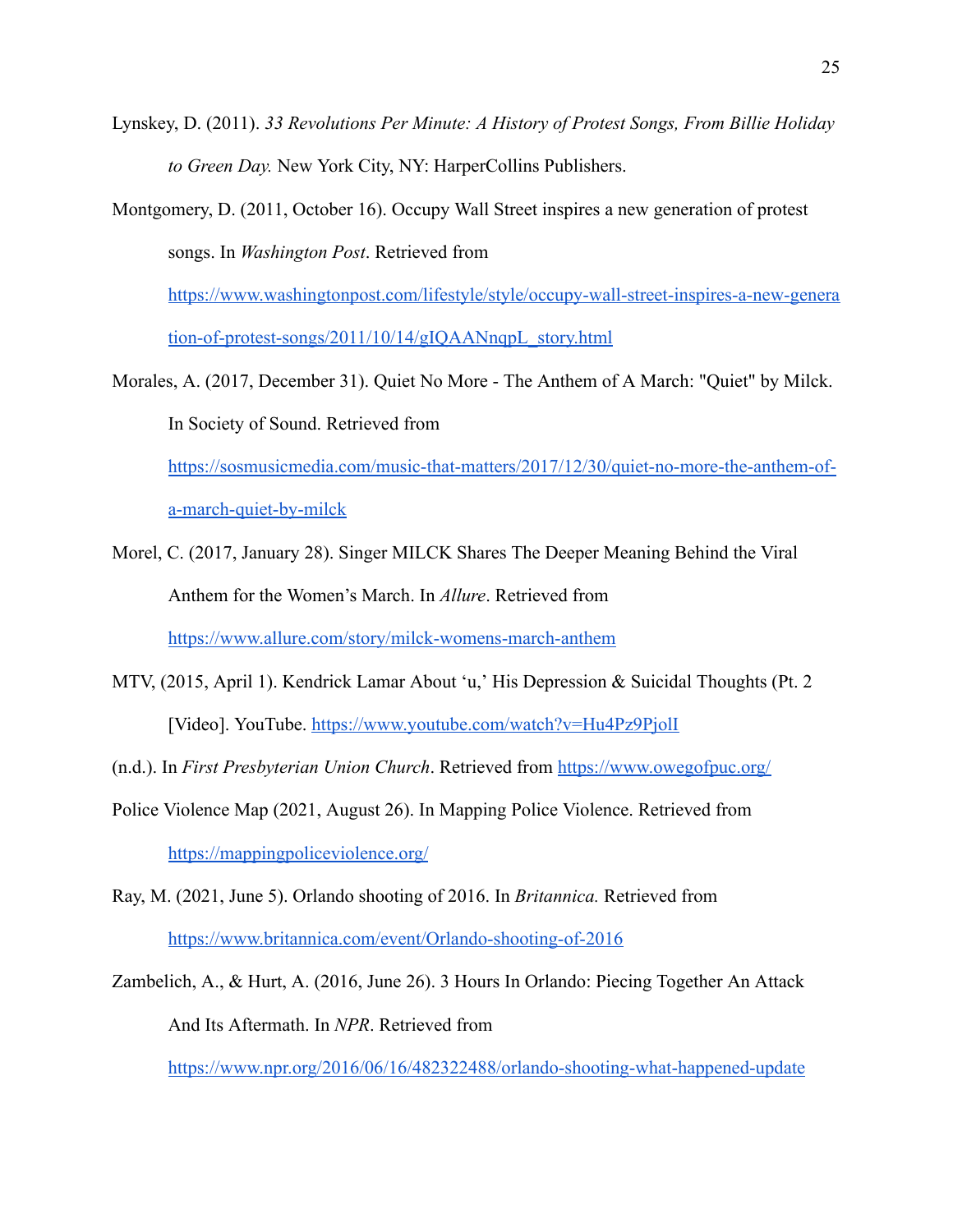Lynskey, D. (2011). *33 Revolutions Per Minute: A History of Protest Songs, From Billie Holiday to Green Day.* New York City, NY: HarperCollins Publishers.

Montgomery, D. (2011, October 16). Occupy Wall Street inspires a new generation of protest songs. In *Washington Post*. Retrieved from https://www.washingtonpost.com/lifestyle/style/occupy-wall-street-inspires-a-new-generation-of-protest-songs/2011/10/14/gIQAANnqpL_story.html

Morales, A. (2017, December 31). Quiet No More - The Anthem of A March: "Quiet" by Milck. In Society of Sound. Retrieved from https://sosmusicmedia.com/music-that-matters/2017/12/30/quiet-no-more-the-anthem-of-a-march-quiet-by-milck

Morel, C. (2017, January 28). Singer MILCK Shares The Deeper Meaning Behind the Viral Anthem for the Women's March. In *Allure*. Retrieved from https://www.allure.com/story/milck-womens-march-anthem

MTV, (2015, April 1). Kendrick Lamar About 'u,' His Depression & Suicidal Thoughts (Pt. 2 [Video]. YouTube. https://www.youtube.com/watch?v=Hu4Pz9PjolI

(n.d.). In *First Presbyterian Union Church*. Retrieved from https://www.owegofpuc.org/

Police Violence Map (2021, August 26). In Mapping Police Violence. Retrieved from https://mappingpoliceviolence.org/

Ray, M. (2021, June 5). Orlando shooting of 2016. In *Britannica.* Retrieved from https://www.britannica.com/event/Orlando-shooting-of-2016

Zambelich, A., & Hurt, A. (2016, June 26). 3 Hours In Orlando: Piecing Together An Attack And Its Aftermath. In *NPR*. Retrieved from https://www.npr.org/2016/06/16/482322488/orlando-shooting-what-happened-update